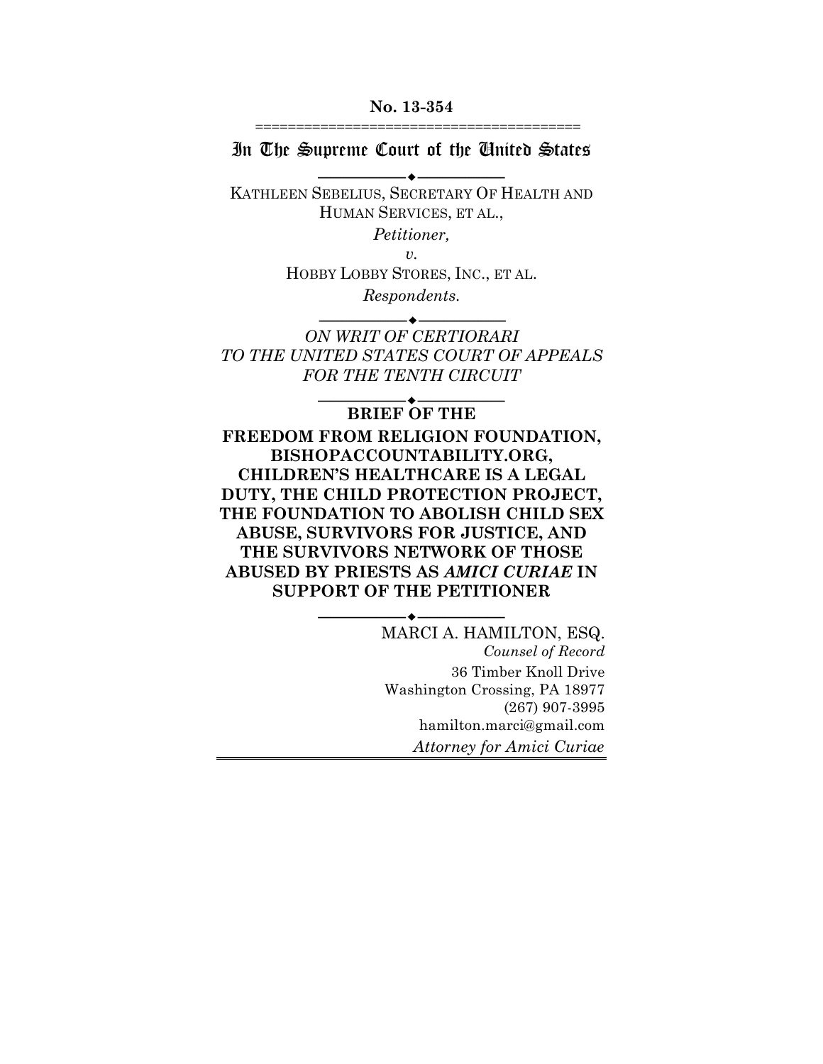**No. 13-354**

# In The Supreme Court of the United States

KATHLEEN SEBELIUS, SECRETARY OF HEALTH AND HUMAN SERVICES, ET AL.,

*Petitioner,*

*v.*

HOBBY LOBBY STORES, INC., ET AL.

*Respondents.*

*ON WRIT OF CERTIORARI TO THE UNITED STATES COURT OF APPEALS FOR THE TENTH CIRCUIT*

**BRIEF OF THE FREEDOM FROM RELIGION FOUNDATION, BISHOPACCOUNTABILITY.ORG, CHILDREN'S HEALTHCARE IS A LEGAL DUTY, THE CHILD PROTECTION PROJECT, THE FOUNDATION TO ABOLISH CHILD SEX ABUSE, SURVIVORS FOR JUSTICE, AND THE SURVIVORS NETWORK OF THOSE ABUSED BY PRIESTS AS *AMICI CURIAE* IN SUPPORT OF THE PETITIONER**

MARCI A. HAMILTON, ESQ.
*Counsel of Record*
36 Timber Knoll Drive
Washington Crossing, PA 18977
(267) 907-3995
hamilton.marci@gmail.com
*Attorney for Amici Curiae*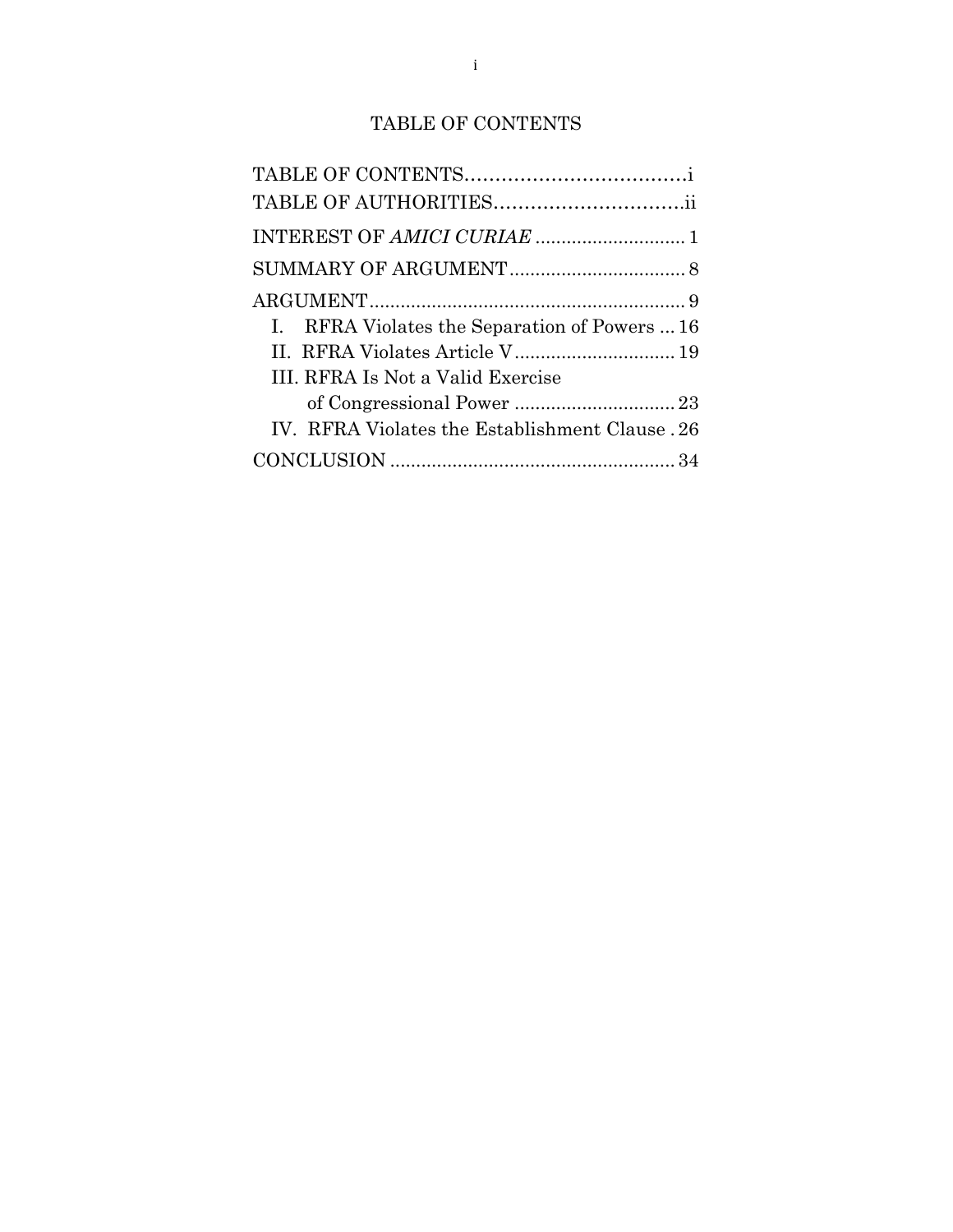# TABLE OF CONTENTS

TABLE OF CONTENTS....................................i

TABLE OF AUTHORITIES...............................ii

INTEREST OF *AMICI CURIAE* ............................. 1

SUMMARY OF ARGUMENT.................................. 8

ARGUMENT............................................................ 9

- I. RFRA Violates the Separation of Powers ... 16
- II. RFRA Violates Article V............................... 19
- III. RFRA Is Not a Valid Exercise of Congressional Power ............................... 23
- IV. RFRA Violates the Establishment Clause . 26

CONCLUSION ....................................................... 34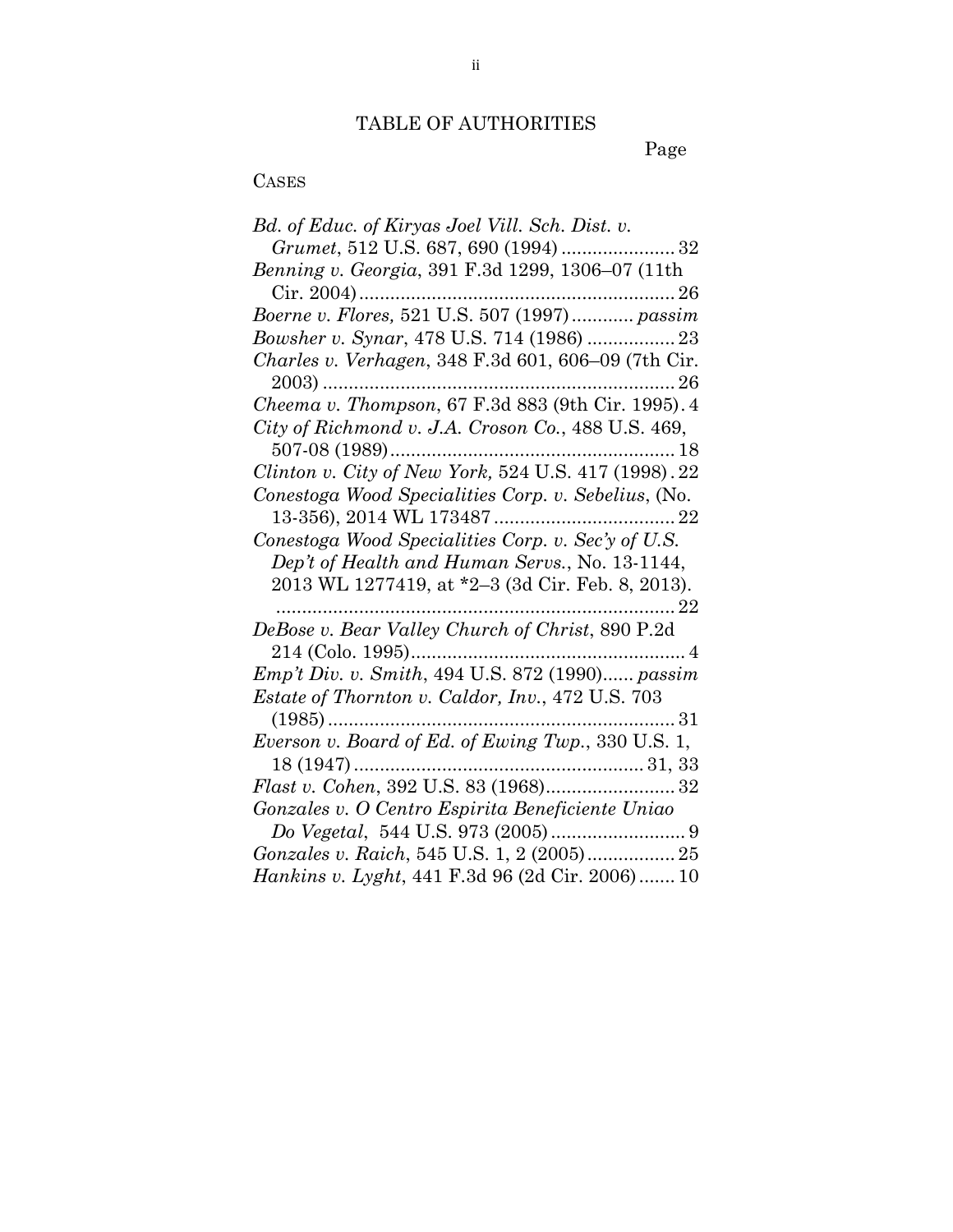# TABLE OF AUTHORITIES

Page

CASES

*Bd. of Educ. of Kiryas Joel Vill. Sch. Dist. v. Grumet*, 512 U.S. 687, 690 (1994) ...................... 32

*Benning v. Georgia*, 391 F.3d 1299, 1306–07 (11th Cir. 2004) ............................................................. 26

*Boerne v. Flores,* 521 U.S. 507 (1997) ............ *passim*

*Bowsher v. Synar*, 478 U.S. 714 (1986) ................. 23

*Charles v. Verhagen*, 348 F.3d 601, 606–09 (7th Cir. 2003) .................................................................... 26

*Cheema v. Thompson*, 67 F.3d 883 (9th Cir. 1995) . 4

*City of Richmond v. J.A. Croson Co.*, 488 U.S. 469, 507-08 (1989) ....................................................... 18

*Clinton v. City of New York,* 524 U.S. 417 (1998) . 22

*Conestoga Wood Specialities Corp. v. Sebelius*, (No. 13-356), 2014 WL 173487 ................................... 22

*Conestoga Wood Specialities Corp. v. Sec'y of U.S. Dep't of Health and Human Servs.*, No. 13-1144, 2013 WL 1277419, at *2–3 (3d Cir. Feb. 8, 2013). ............................................................................. 22

*DeBose v. Bear Valley Church of Christ*, 890 P.2d 214 (Colo. 1995) ..................................................... 4

*Emp't Div. v. Smith*, 494 U.S. 872 (1990)...... *passim*

*Estate of Thornton v. Caldor, Inv.*, 472 U.S. 703 (1985) .................................................................... 31

*Everson v. Board of Ed. of Ewing Twp.*, 330 U.S. 1, 18 (1947) ........................................................ 31, 33

*Flast v. Cohen*, 392 U.S. 83 (1968)......................... 32

*Gonzales v. O Centro Espirita Beneficiente Uniao Do Vegetal*, 544 U.S. 973 (2005) .......................... 9

*Gonzales v. Raich*, 545 U.S. 1, 2 (2005) ................. 25

*Hankins v. Lyght*, 441 F.3d 96 (2d Cir. 2006) ....... 10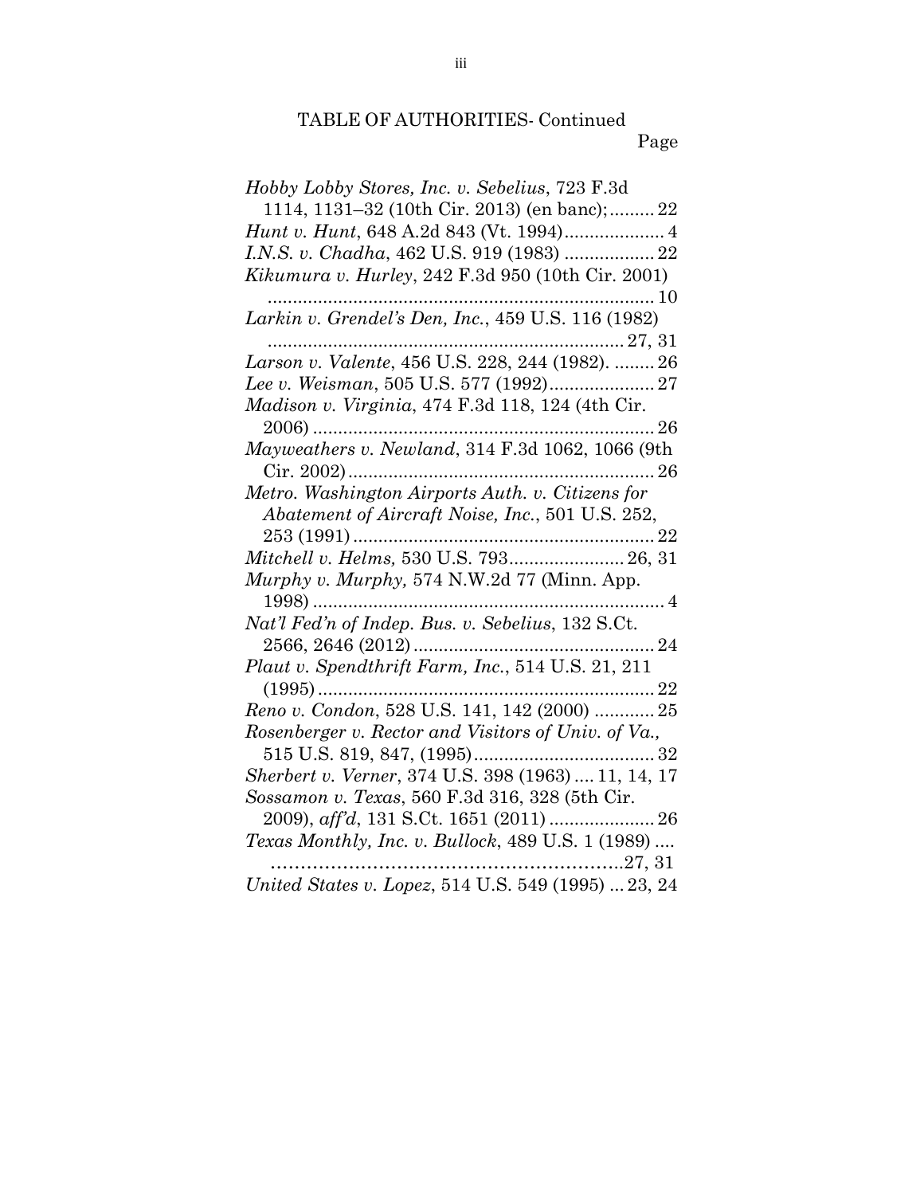TABLE OF AUTHORITIES- Continued

Page

*Hobby Lobby Stores, Inc. v. Sebelius*, 723 F.3d 1114, 1131–32 (10th Cir. 2013) (en banc); ......... 22

*Hunt v. Hunt*, 648 A.2d 843 (Vt. 1994) .................... 4

*I.N.S. v. Chadha*, 462 U.S. 919 (1983) .................. 22

*Kikumura v. Hurley*, 242 F.3d 950 (10th Cir. 2001) ............................................................................. 10

*Larkin v. Grendel's Den, Inc.*, 459 U.S. 116 (1982) ....................................................................... 27, 31

*Larson v. Valente*, 456 U.S. 228, 244 (1982). ........ 26

*Lee v. Weisman*, 505 U.S. 577 (1992) ..................... 27

*Madison v. Virginia*, 474 F.3d 118, 124 (4th Cir. 2006) .................................................................... 26

*Mayweathers v. Newland*, 314 F.3d 1062, 1066 (9th Cir. 2002) ............................................................. 26

*Metro. Washington Airports Auth. v. Citizens for Abatement of Aircraft Noise, Inc.*, 501 U.S. 252, 253 (1991) ............................................................ 22

*Mitchell v. Helms,* 530 U.S. 793 ....................... 26, 31

*Murphy v. Murphy,* 574 N.W.2d 77 (Minn. App. 1998) ...................................................................... 4

*Nat'l Fed'n of Indep. Bus. v. Sebelius*, 132 S.Ct. 2566, 2646 (2012) ................................................ 24

*Plaut v. Spendthrift Farm, Inc.*, 514 U.S. 21, 211 (1995) ................................................................... 22

*Reno v. Condon*, 528 U.S. 141, 142 (2000) ............ 25

*Rosenberger v. Rector and Visitors of Univ. of Va.,* 515 U.S. 819, 847, (1995) .................................... 32

*Sherbert v. Verner*, 374 U.S. 398 (1963) .... 11, 14, 17

*Sossamon v. Texas*, 560 F.3d 316, 328 (5th Cir. 2009), *aff'd*, 131 S.Ct. 1651 (2011) ..................... 26

*Texas Monthly, Inc. v. Bullock*, 489 U.S. 1 (1989) .... ……………………………………………………..27, 31

*United States v. Lopez*, 514 U.S. 549 (1995) ... 23, 24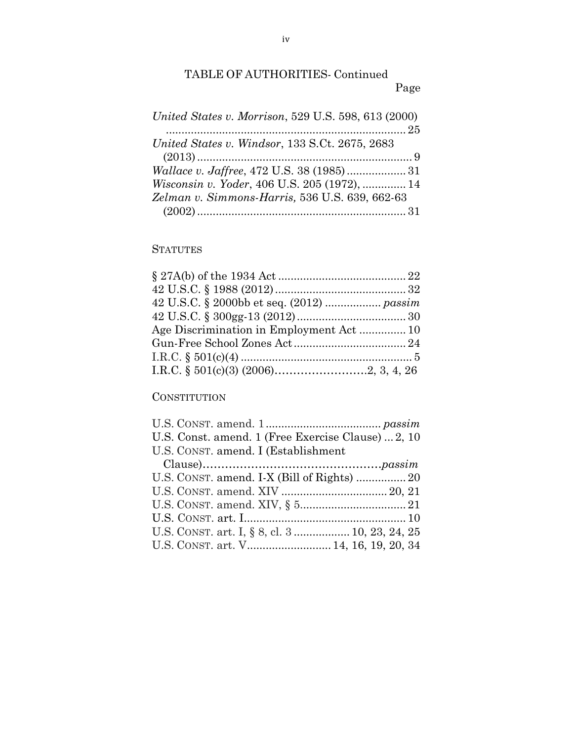TABLE OF AUTHORITIES- Continued

Page

*United States v. Morrison*, 529 U.S. 598, 613 (2000) ............................................................................. 25

*United States v. Windsor*, 133 S.Ct. 2675, 2683 (2013) ..................................................................... 9

*Wallace v. Jaffree*, 472 U.S. 38 (1985) ................... 31

*Wisconsin v. Yoder*, 406 U.S. 205 (1972), .............. 14

*Zelman v. Simmons-Harris,* 536 U.S. 639, 662-63 (2002) ................................................................... 31

STATUTES

§ 27A(b) of the 1934 Act ......................................... 22

42 U.S.C. § 1988 (2012) .......................................... 32

42 U.S.C. § 2000bb et seq. (2012) ................. *passim*

42 U.S.C. § 300gg-13 (2012) ................................... 30

Age Discrimination in Employment Act ............... 10

Gun-Free School Zones Act .................................... 24

I.R.C. § 501(c)(4) ....................................................... 5

I.R.C. § 501(c)(3) (2006)……………………2, 3, 4, 26

CONSTITUTION

U.S. CONST. amend. 1 .................................... *passim*

U.S. Const. amend. 1 (Free Exercise Clause) ... 2, 10

U.S. CONST. amend. I (Establishment Clause)…………………………………………*passim*

U.S. CONST. amend. I-X (Bill of Rights) ................ 20

U.S. CONST. amend. XIV ................................. 20, 21

U.S. CONST. amend. XIV, § 5.................................. 21

U.S. CONST. art. I.................................................... 10

U.S. CONST. art. I, § 8, cl. 3 .................. 10, 23, 24, 25

U.S. CONST. art. V........................... 14, 16, 19, 20, 34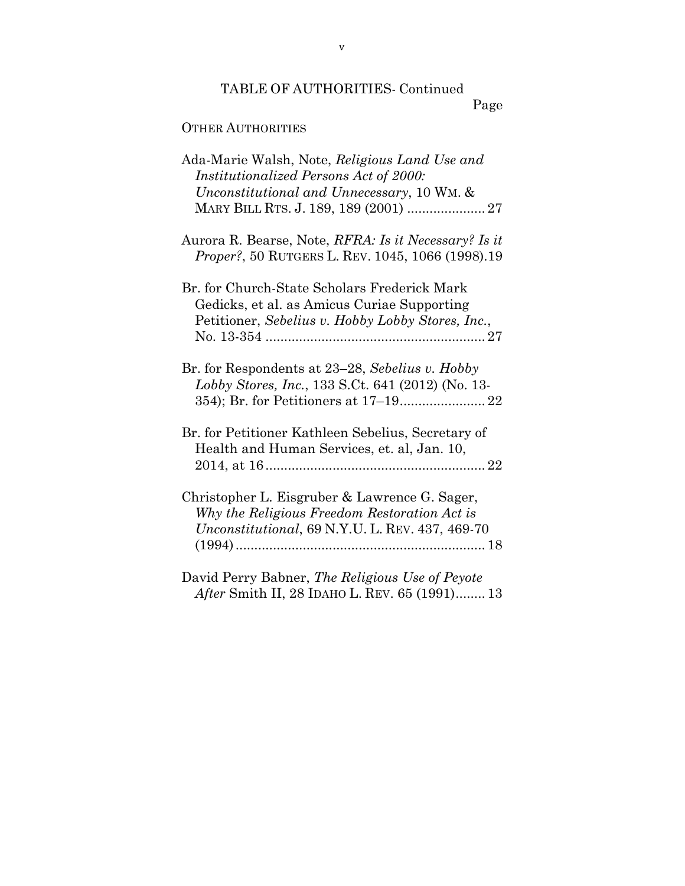TABLE OF AUTHORITIES- Continued

Page

OTHER AUTHORITIES

Ada-Marie Walsh, Note, *Religious Land Use and Institutionalized Persons Act of 2000: Unconstitutional and Unnecessary*, 10 WM. & MARY BILL RTS. J. 189, 189 (2001) ..................... 27

Aurora R. Bearse, Note, *RFRA: Is it Necessary? Is it Proper?*, 50 RUTGERS L. REV. 1045, 1066 (1998).19

Br. for Church-State Scholars Frederick Mark Gedicks, et al. as Amicus Curiae Supporting Petitioner, *Sebelius v. Hobby Lobby Stores, Inc.*, No. 13-354 ........................................................... 27

Br. for Respondents at 23–28, *Sebelius v. Hobby Lobby Stores, Inc.*, 133 S.Ct. 641 (2012) (No. 13-354); Br. for Petitioners at 17–19....................... 22

Br. for Petitioner Kathleen Sebelius, Secretary of Health and Human Services, et. al, Jan. 10, 2014, at 16........................................................... 22

Christopher L. Eisgruber & Lawrence G. Sager, *Why the Religious Freedom Restoration Act is Unconstitutional*, 69 N.Y.U. L. REV. 437, 469-70 (1994).................................................................. 18

David Perry Babner, *The Religious Use of Peyote After* Smith II, 28 IDAHO L. REV. 65 (1991)........ 13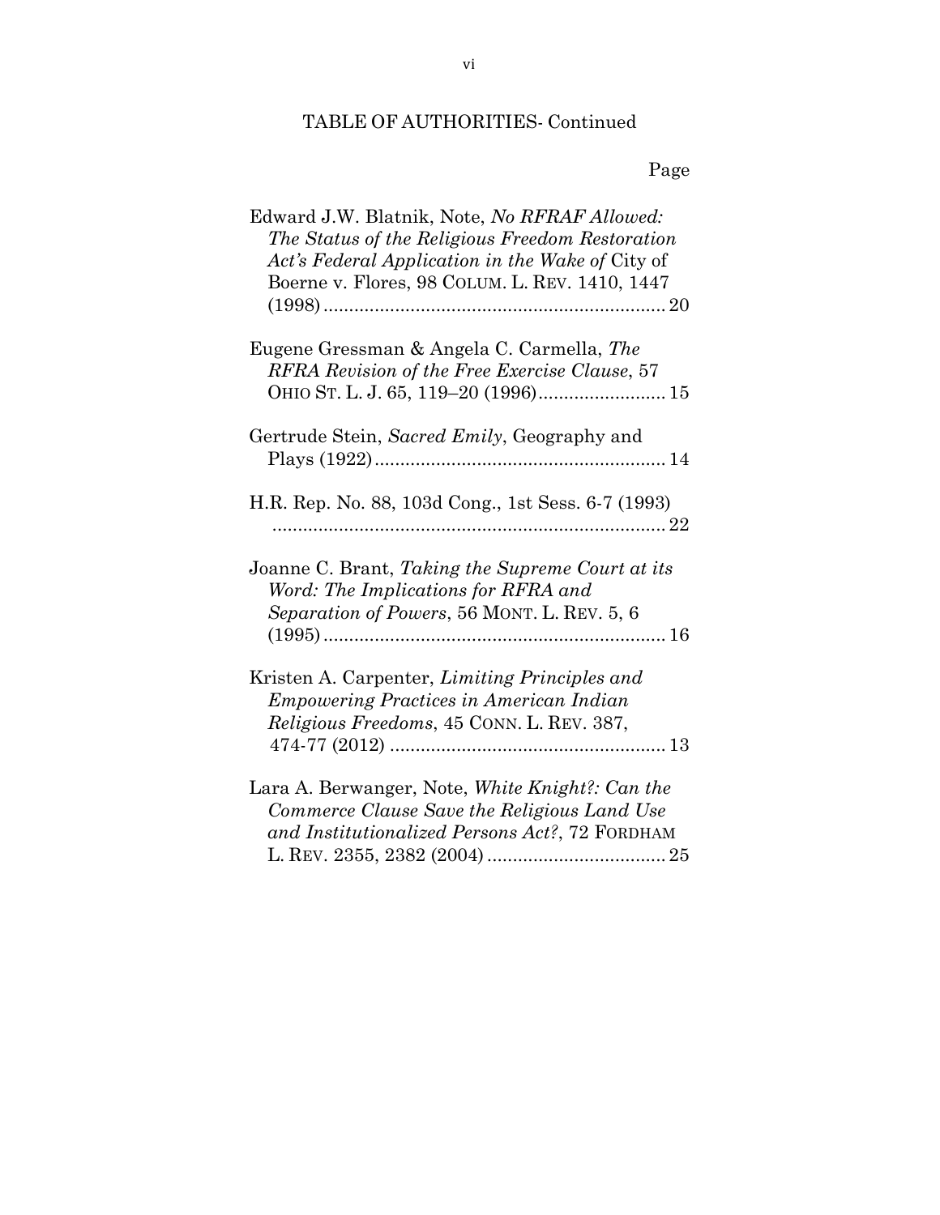TABLE OF AUTHORITIES- Continued

Page

Edward J.W. Blatnik, Note, *No RFRAF Allowed: The Status of the Religious Freedom Restoration Act's Federal Application in the Wake of* City of Boerne v. Flores, 98 COLUM. L. REV. 1410, 1447 (1998) .................................................................. 20

Eugene Gressman & Angela C. Carmella, *The RFRA Revision of the Free Exercise Clause*, 57 OHIO ST. L. J. 65, 119–20 (1996) ......................... 15

Gertrude Stein, *Sacred Emily*, Geography and Plays (1922) ......................................................... 14

H.R. Rep. No. 88, 103d Cong., 1st Sess. 6-7 (1993) ............................................................................ 22

Joanne C. Brant, *Taking the Supreme Court at its Word: The Implications for RFRA and Separation of Powers*, 56 MONT. L. REV. 5, 6 (1995) .................................................................. 16

Kristen A. Carpenter, *Limiting Principles and Empowering Practices in American Indian Religious Freedoms*, 45 CONN. L. REV. 387, 474-77 (2012) ..................................................... 13

Lara A. Berwanger, Note, *White Knight?: Can the Commerce Clause Save the Religious Land Use and Institutionalized Persons Act?*, 72 FORDHAM L. REV. 2355, 2382 (2004) .................................. 25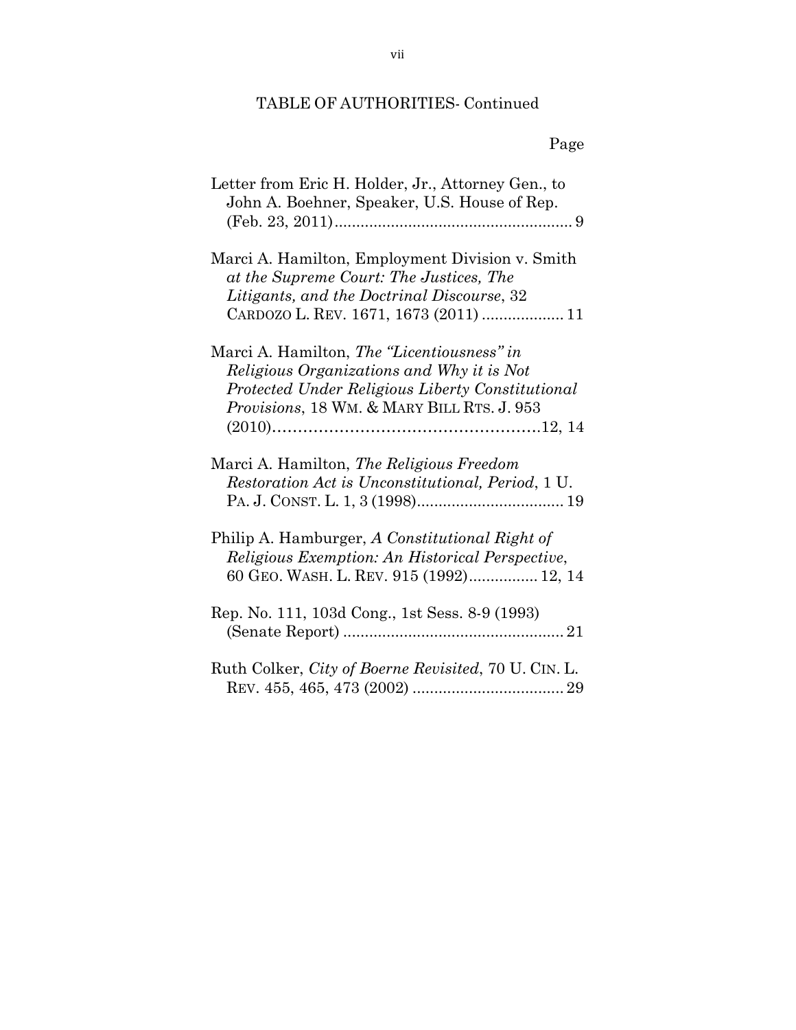TABLE OF AUTHORITIES- Continued

Page

Letter from Eric H. Holder, Jr., Attorney Gen., to John A. Boehner, Speaker, U.S. House of Rep. (Feb. 23, 2011) ........................................................ 9

Marci A. Hamilton, Employment Division v. Smith *at the Supreme Court: The Justices, The Litigants, and the Doctrinal Discourse*, 32 CARDOZO L. REV. 1671, 1673 (2011) ................... 11

Marci A. Hamilton, *The "Licentiousness" in Religious Organizations and Why it is Not Protected Under Religious Liberty Constitutional Provisions*, 18 WM. & MARY BILL RTS. J. 953 (2010)……………………………………………12, 14

Marci A. Hamilton, *The Religious Freedom Restoration Act is Unconstitutional, Period*, 1 U. PA. J. CONST. L. 1, 3 (1998).................................. 19

Philip A. Hamburger, *A Constitutional Right of Religious Exemption: An Historical Perspective*, 60 GEO. WASH. L. REV. 915 (1992)................ 12, 14

Rep. No. 111, 103d Cong., 1st Sess. 8-9 (1993) (Senate Report) .................................................. 21

Ruth Colker, *City of Boerne Revisited*, 70 U. CIN. L. REV. 455, 465, 473 (2002) ................................... 29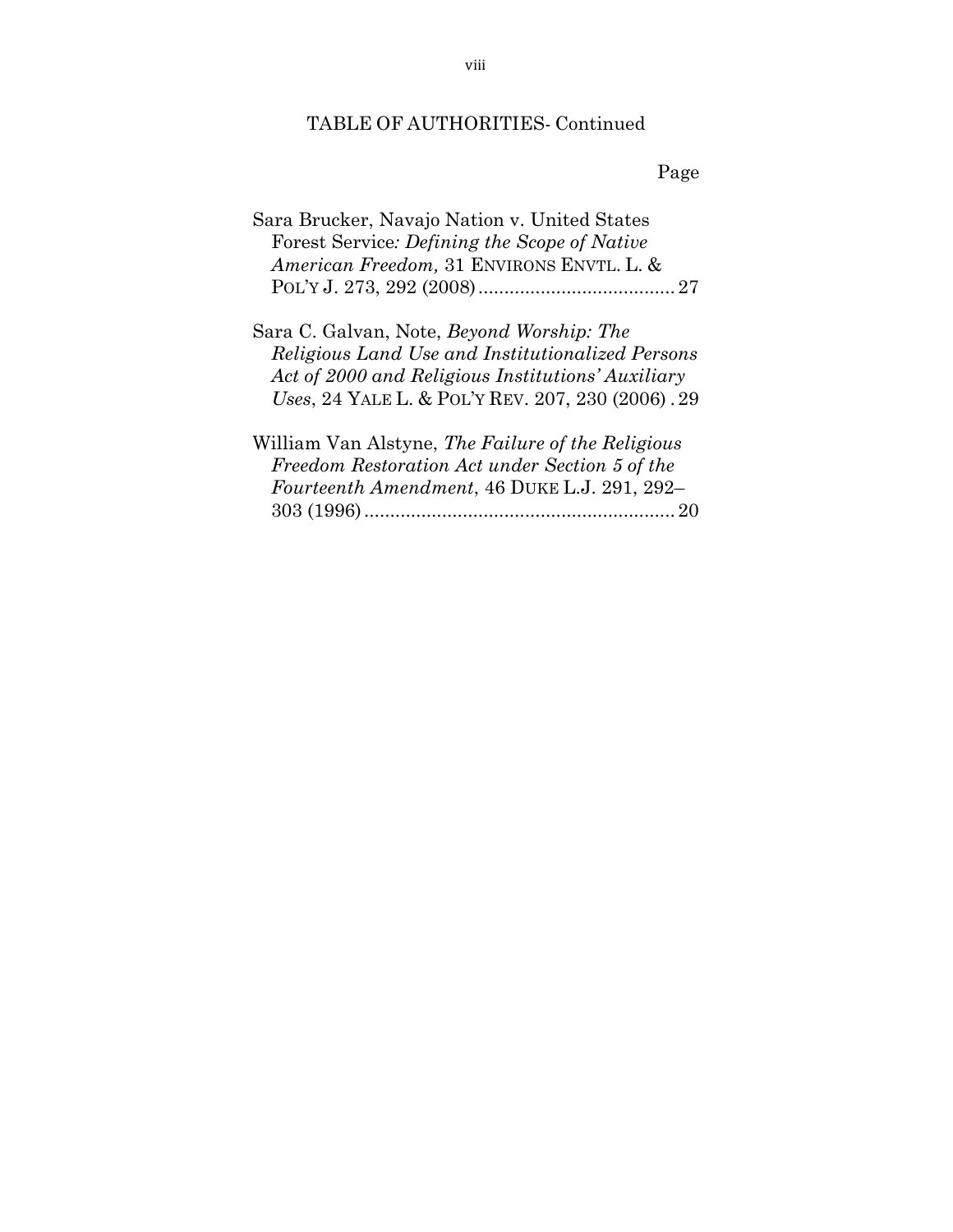TABLE OF AUTHORITIES- Continued

Page

Sara Brucker, Navajo Nation v. United States Forest Service*: Defining the Scope of Native American Freedom,* 31 ENVIRONS ENVTL. L. & POL'Y J. 273, 292 (2008) ...................................... 27

Sara C. Galvan, Note, *Beyond Worship: The Religious Land Use and Institutionalized Persons Act of 2000 and Religious Institutions' Auxiliary Uses*, 24 YALE L. & POL'Y REV. 207, 230 (2006) . 29

William Van Alstyne, *The Failure of the Religious Freedom Restoration Act under Section 5 of the Fourteenth Amendment*, 46 DUKE L.J. 291, 292–303 (1996) ............................................................ 20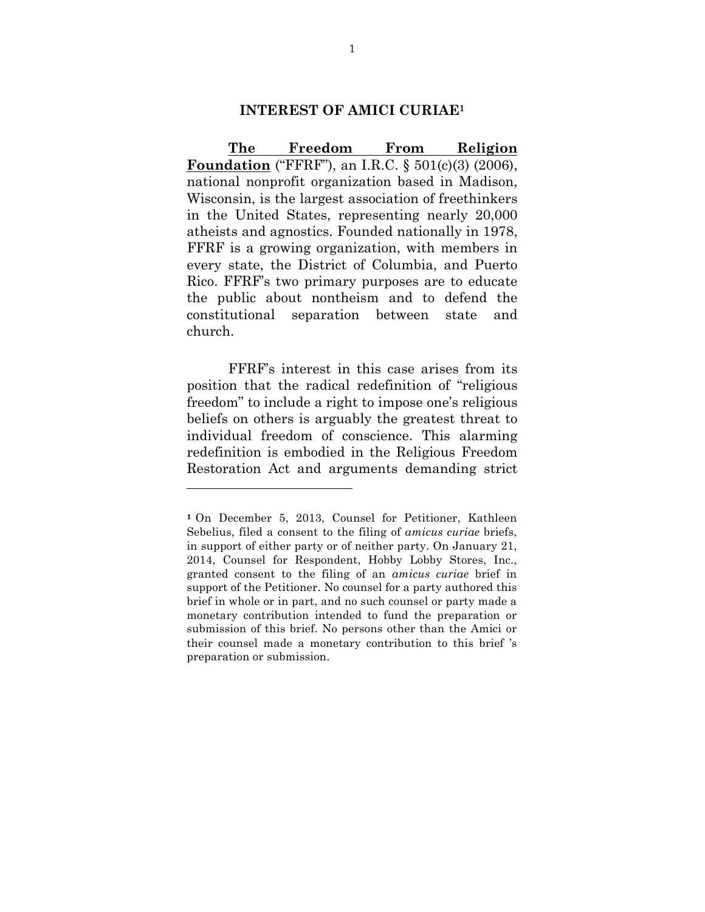## INTEREST OF AMICI CURIAE[1]

**<u>The Freedom From Religion Foundation</u>** ("FFRF"), an I.R.C. § 501(c)(3) (2006), national nonprofit organization based in Madison, Wisconsin, is the largest association of freethinkers in the United States, representing nearly 20,000 atheists and agnostics. Founded nationally in 1978, FFRF is a growing organization, with members in every state, the District of Columbia, and Puerto Rico. FFRF's two primary purposes are to educate the public about nontheism and to defend the constitutional separation between state and church.

FFRF's interest in this case arises from its position that the radical redefinition of "religious freedom" to include a right to impose one's religious beliefs on others is arguably the greatest threat to individual freedom of conscience. This alarming redefinition is embodied in the Religious Freedom Restoration Act and arguments demanding strict

---

[1] On December 5, 2013, Counsel for Petitioner, Kathleen Sebelius, filed a consent to the filing of *amicus curiae* briefs, in support of either party or of neither party. On January 21, 2014, Counsel for Respondent, Hobby Lobby Stores, Inc., granted consent to the filing of an *amicus curiae* brief in support of the Petitioner. No counsel for a party authored this brief in whole or in part, and no such counsel or party made a monetary contribution intended to fund the preparation or submission of this brief. No persons other than the Amici or their counsel made a monetary contribution to this brief 's preparation or submission.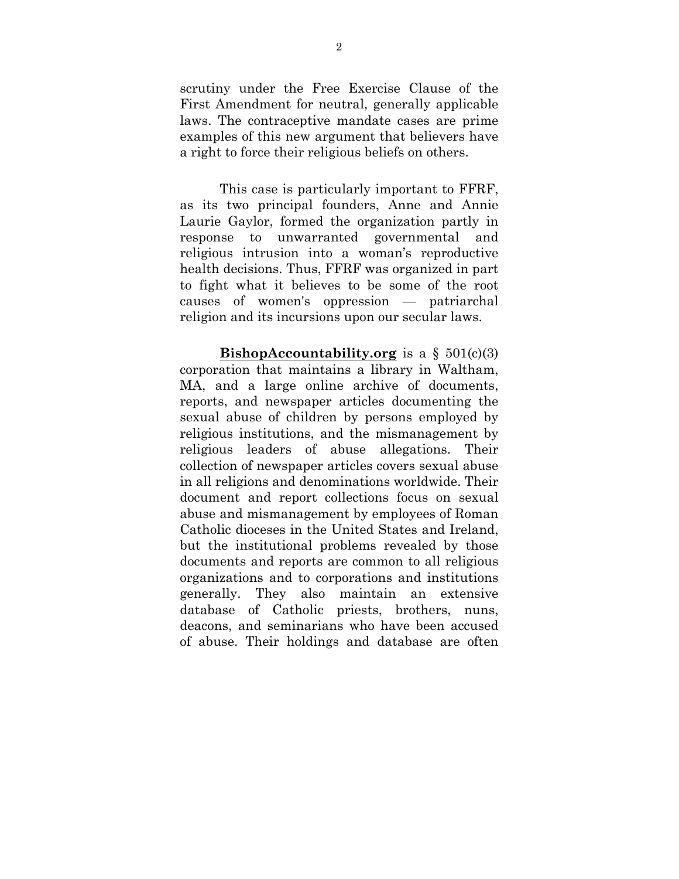scrutiny under the Free Exercise Clause of the First Amendment for neutral, generally applicable laws. The contraceptive mandate cases are prime examples of this new argument that believers have a right to force their religious beliefs on others.

This case is particularly important to FFRF, as its two principal founders, Anne and Annie Laurie Gaylor, formed the organization partly in response to unwarranted governmental and religious intrusion into a woman's reproductive health decisions. Thus, FFRF was organized in part to fight what it believes to be some of the root causes of women's oppression — patriarchal religion and its incursions upon our secular laws.

**BishopAccountability.org** is a § 501(c)(3) corporation that maintains a library in Waltham, MA, and a large online archive of documents, reports, and newspaper articles documenting the sexual abuse of children by persons employed by religious institutions, and the mismanagement by religious leaders of abuse allegations. Their collection of newspaper articles covers sexual abuse in all religions and denominations worldwide. Their document and report collections focus on sexual abuse and mismanagement by employees of Roman Catholic dioceses in the United States and Ireland, but the institutional problems revealed by those documents and reports are common to all religious organizations and to corporations and institutions generally. They also maintain an extensive database of Catholic priests, brothers, nuns, deacons, and seminarians who have been accused of abuse. Their holdings and database are often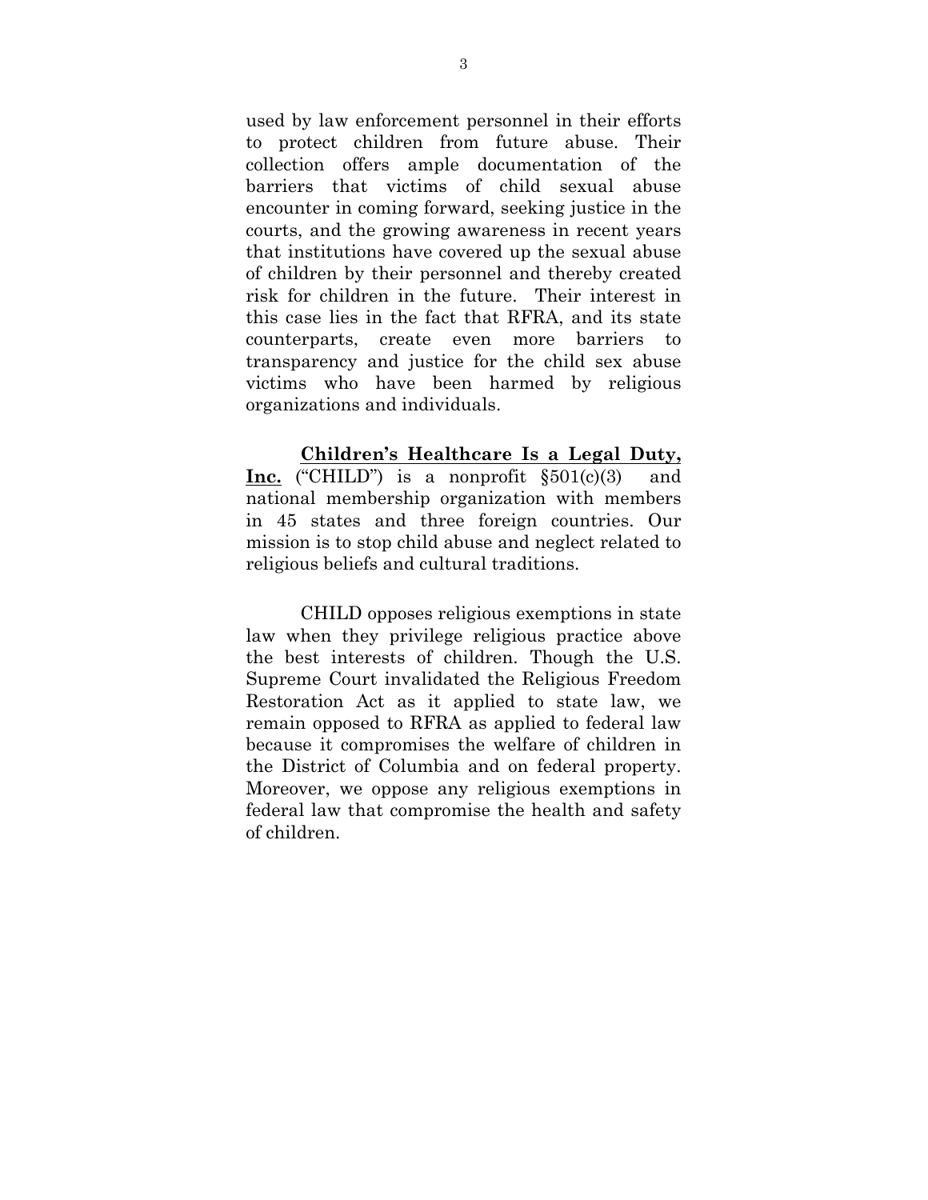used by law enforcement personnel in their efforts to protect children from future abuse. Their collection offers ample documentation of the barriers that victims of child sexual abuse encounter in coming forward, seeking justice in the courts, and the growing awareness in recent years that institutions have covered up the sexual abuse of children by their personnel and thereby created risk for children in the future. Their interest in this case lies in the fact that RFRA, and its state counterparts, create even more barriers to transparency and justice for the child sex abuse victims who have been harmed by religious organizations and individuals.

**Children's Healthcare Is a Legal Duty, Inc.** ("CHILD") is a nonprofit §501(c)(3) and national membership organization with members in 45 states and three foreign countries. Our mission is to stop child abuse and neglect related to religious beliefs and cultural traditions.

CHILD opposes religious exemptions in state law when they privilege religious practice above the best interests of children. Though the U.S. Supreme Court invalidated the Religious Freedom Restoration Act as it applied to state law, we remain opposed to RFRA as applied to federal law because it compromises the welfare of children in the District of Columbia and on federal property. Moreover, we oppose any religious exemptions in federal law that compromise the health and safety of children.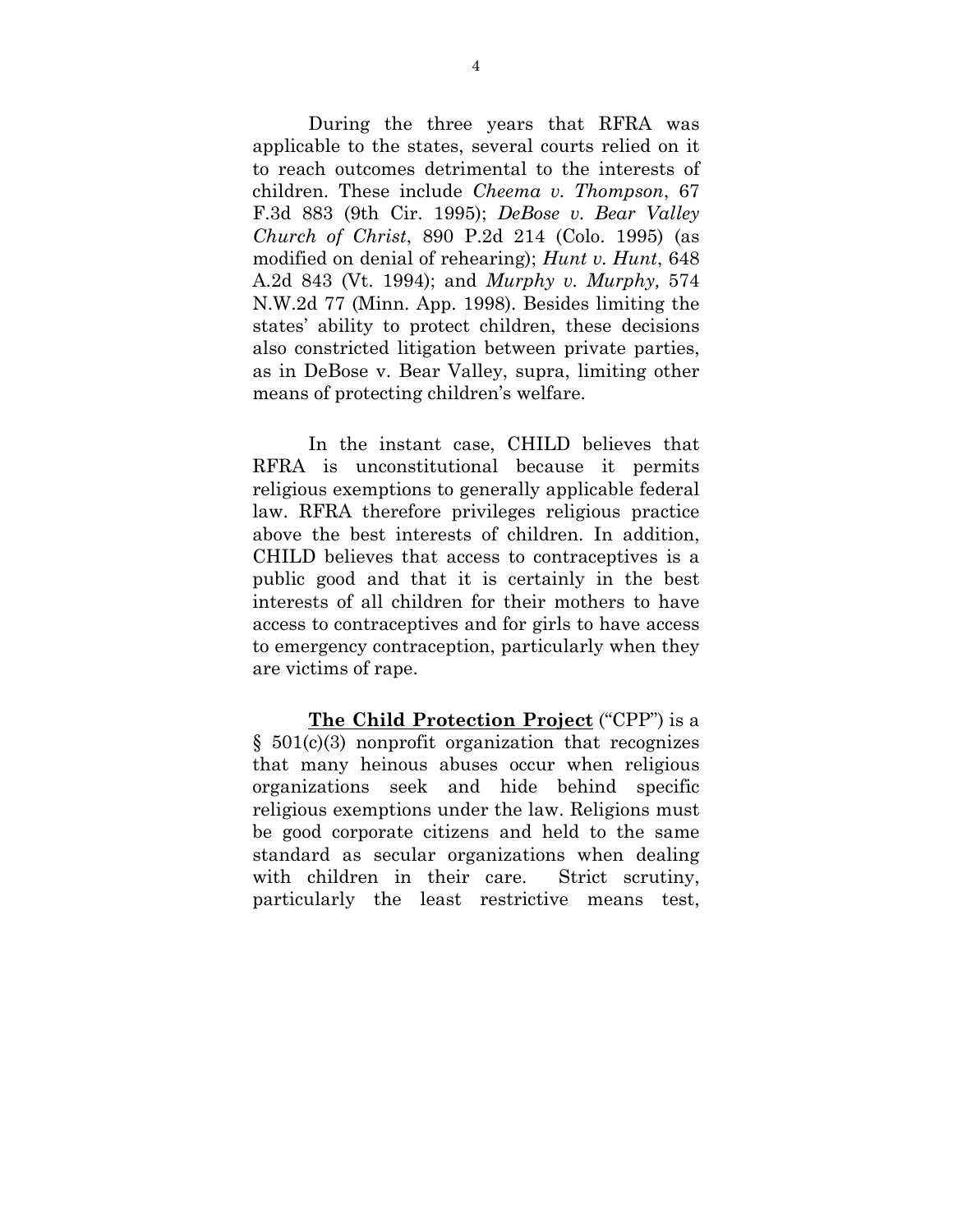During the three years that RFRA was applicable to the states, several courts relied on it to reach outcomes detrimental to the interests of children. These include *Cheema v. Thompson*, 67 F.3d 883 (9th Cir. 1995); *DeBose v. Bear Valley Church of Christ*, 890 P.2d 214 (Colo. 1995) (as modified on denial of rehearing); *Hunt v. Hunt*, 648 A.2d 843 (Vt. 1994); and *Murphy v. Murphy,* 574 N.W.2d 77 (Minn. App. 1998). Besides limiting the states' ability to protect children, these decisions also constricted litigation between private parties, as in DeBose v. Bear Valley, supra, limiting other means of protecting children's welfare.

In the instant case, CHILD believes that RFRA is unconstitutional because it permits religious exemptions to generally applicable federal law. RFRA therefore privileges religious practice above the best interests of children. In addition, CHILD believes that access to contraceptives is a public good and that it is certainly in the best interests of all children for their mothers to have access to contraceptives and for girls to have access to emergency contraception, particularly when they are victims of rape.

**The Child Protection Project** ("CPP") is a § 501(c)(3) nonprofit organization that recognizes that many heinous abuses occur when religious organizations seek and hide behind specific religious exemptions under the law. Religions must be good corporate citizens and held to the same standard as secular organizations when dealing with children in their care. Strict scrutiny, particularly the least restrictive means test,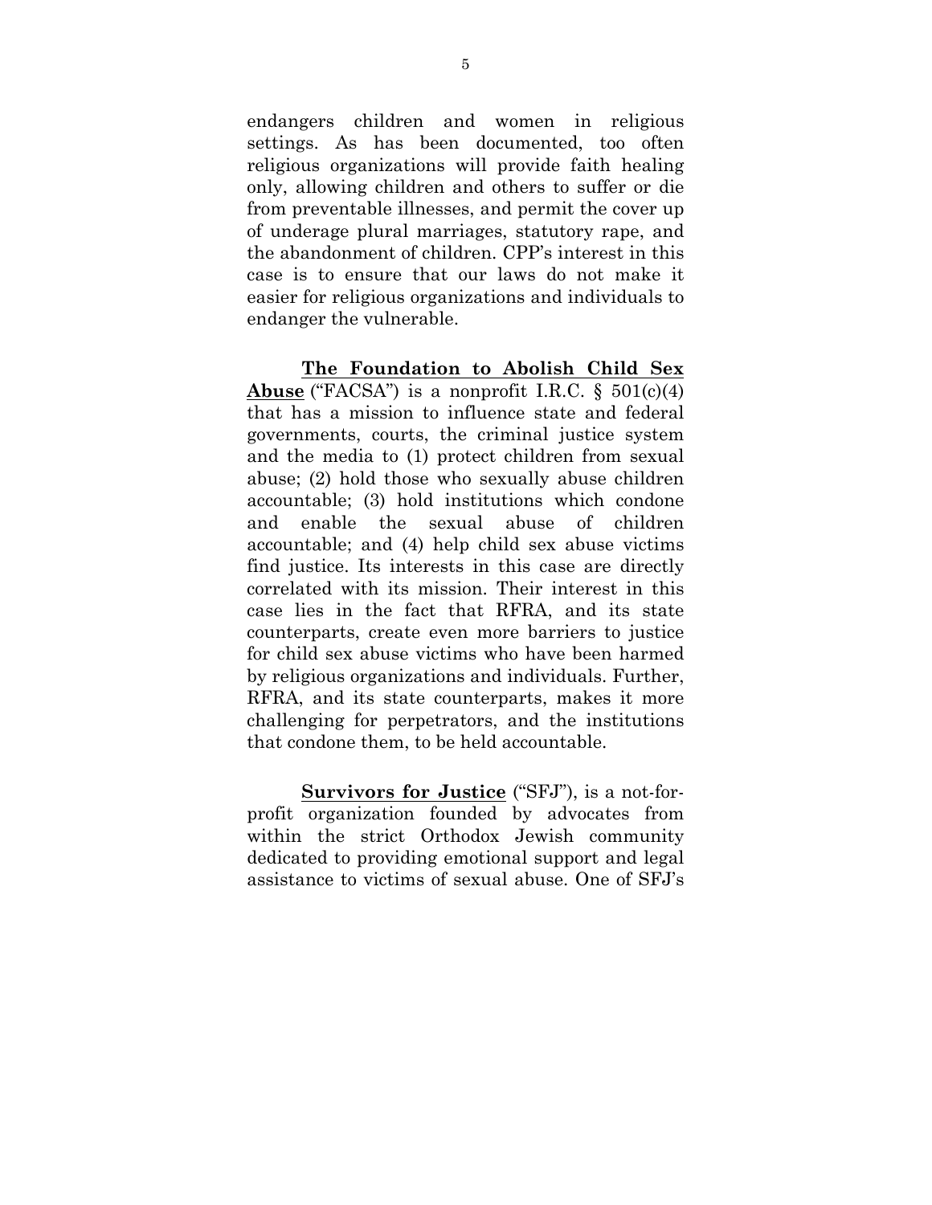endangers children and women in religious settings. As has been documented, too often religious organizations will provide faith healing only, allowing children and others to suffer or die from preventable illnesses, and permit the cover up of underage plural marriages, statutory rape, and the abandonment of children. CPP's interest in this case is to ensure that our laws do not make it easier for religious organizations and individuals to endanger the vulnerable.

**<u>The Foundation to Abolish Child Sex Abuse</u>** ("FACSA") is a nonprofit I.R.C. § 501(c)(4) that has a mission to influence state and federal governments, courts, the criminal justice system and the media to (1) protect children from sexual abuse; (2) hold those who sexually abuse children accountable; (3) hold institutions which condone and enable the sexual abuse of children accountable; and (4) help child sex abuse victims find justice. Its interests in this case are directly correlated with its mission. Their interest in this case lies in the fact that RFRA, and its state counterparts, create even more barriers to justice for child sex abuse victims who have been harmed by religious organizations and individuals. Further, RFRA, and its state counterparts, makes it more challenging for perpetrators, and the institutions that condone them, to be held accountable.

**<u>Survivors for Justice</u>** ("SFJ"), is a not-for-profit organization founded by advocates from within the strict Orthodox Jewish community dedicated to providing emotional support and legal assistance to victims of sexual abuse. One of SFJ's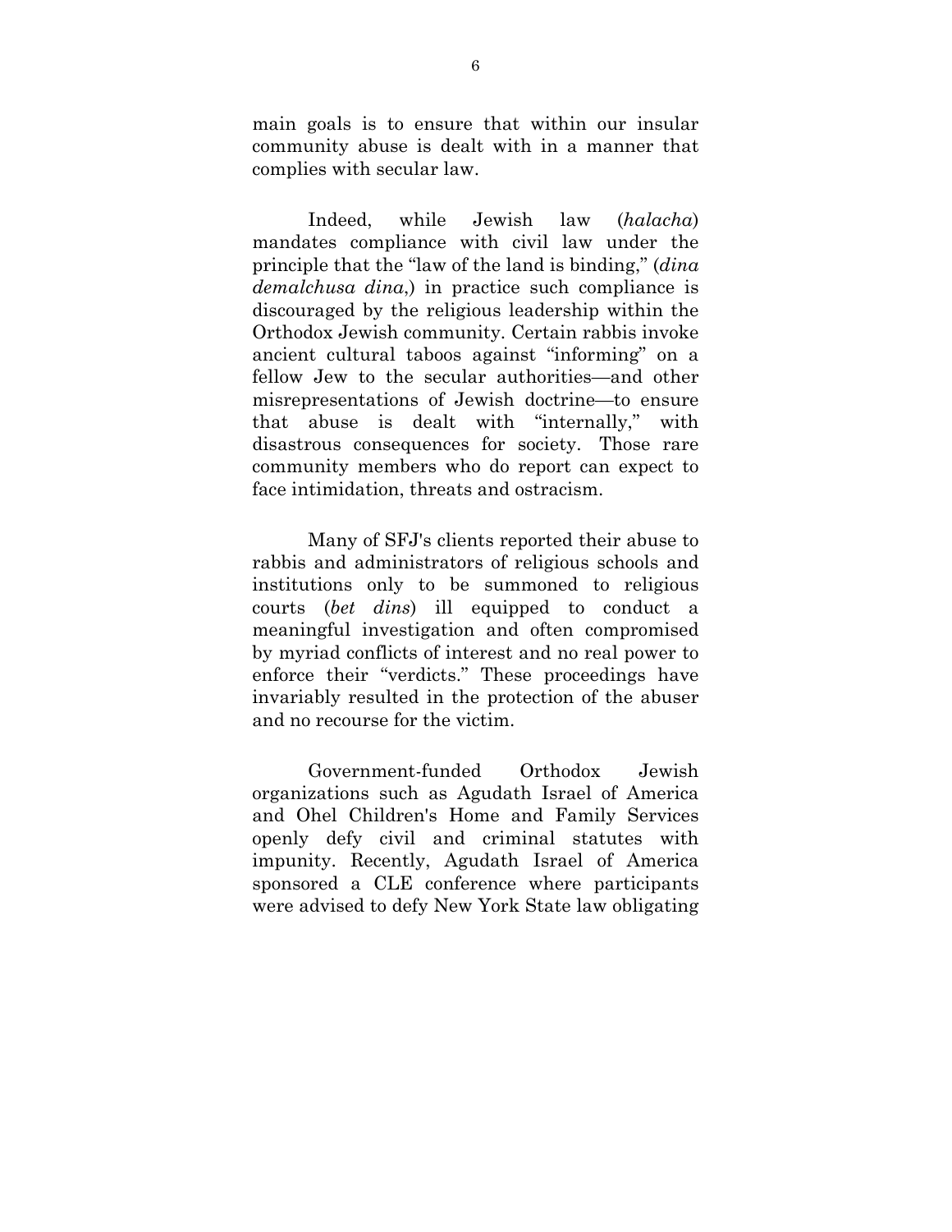main goals is to ensure that within our insular community abuse is dealt with in a manner that complies with secular law.

Indeed, while Jewish law (*halacha*) mandates compliance with civil law under the principle that the "law of the land is binding," (*dina demalchusa dina*,) in practice such compliance is discouraged by the religious leadership within the Orthodox Jewish community. Certain rabbis invoke ancient cultural taboos against "informing" on a fellow Jew to the secular authorities—and other misrepresentations of Jewish doctrine—to ensure that abuse is dealt with "internally," with disastrous consequences for society. Those rare community members who do report can expect to face intimidation, threats and ostracism.

Many of SFJ's clients reported their abuse to rabbis and administrators of religious schools and institutions only to be summoned to religious courts (*bet dins*) ill equipped to conduct a meaningful investigation and often compromised by myriad conflicts of interest and no real power to enforce their "verdicts." These proceedings have invariably resulted in the protection of the abuser and no recourse for the victim.

Government-funded Orthodox Jewish organizations such as Agudath Israel of America and Ohel Children's Home and Family Services openly defy civil and criminal statutes with impunity. Recently, Agudath Israel of America sponsored a CLE conference where participants were advised to defy New York State law obligating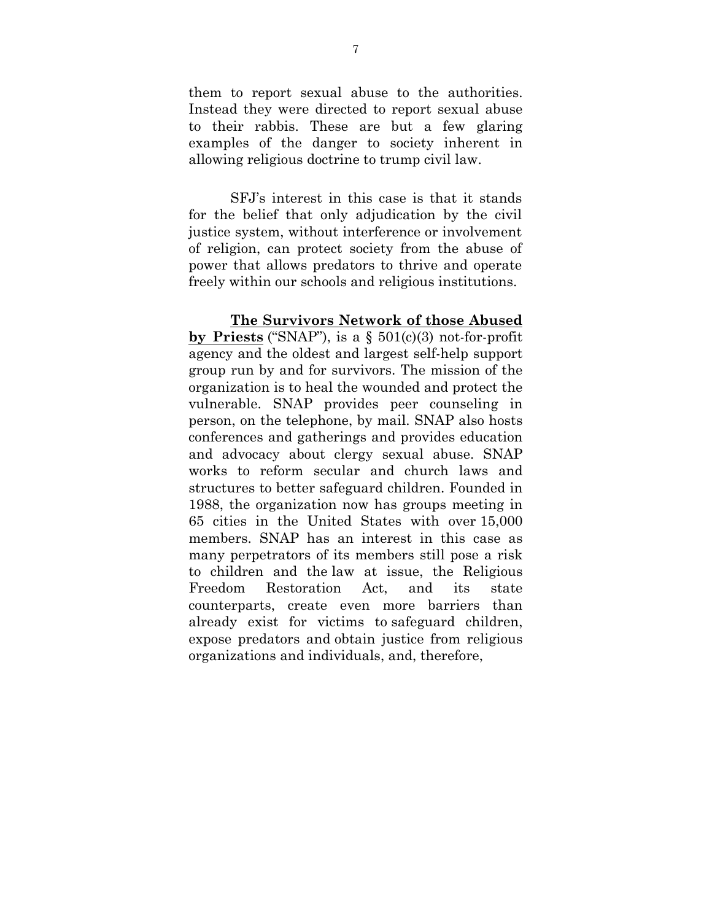them to report sexual abuse to the authorities. Instead they were directed to report sexual abuse to their rabbis. These are but a few glaring examples of the danger to society inherent in allowing religious doctrine to trump civil law.

SFJ's interest in this case is that it stands for the belief that only adjudication by the civil justice system, without interference or involvement of religion, can protect society from the abuse of power that allows predators to thrive and operate freely within our schools and religious institutions.

**The Survivors Network of those Abused by Priests** ("SNAP"), is a § 501(c)(3) not-for-profit agency and the oldest and largest self-help support group run by and for survivors. The mission of the organization is to heal the wounded and protect the vulnerable. SNAP provides peer counseling in person, on the telephone, by mail. SNAP also hosts conferences and gatherings and provides education and advocacy about clergy sexual abuse. SNAP works to reform secular and church laws and structures to better safeguard children. Founded in 1988, the organization now has groups meeting in 65 cities in the United States with over 15,000 members. SNAP has an interest in this case as many perpetrators of its members still pose a risk to children and the law at issue, the Religious Freedom Restoration Act, and its state counterparts, create even more barriers than already exist for victims to safeguard children, expose predators and obtain justice from religious organizations and individuals, and, therefore,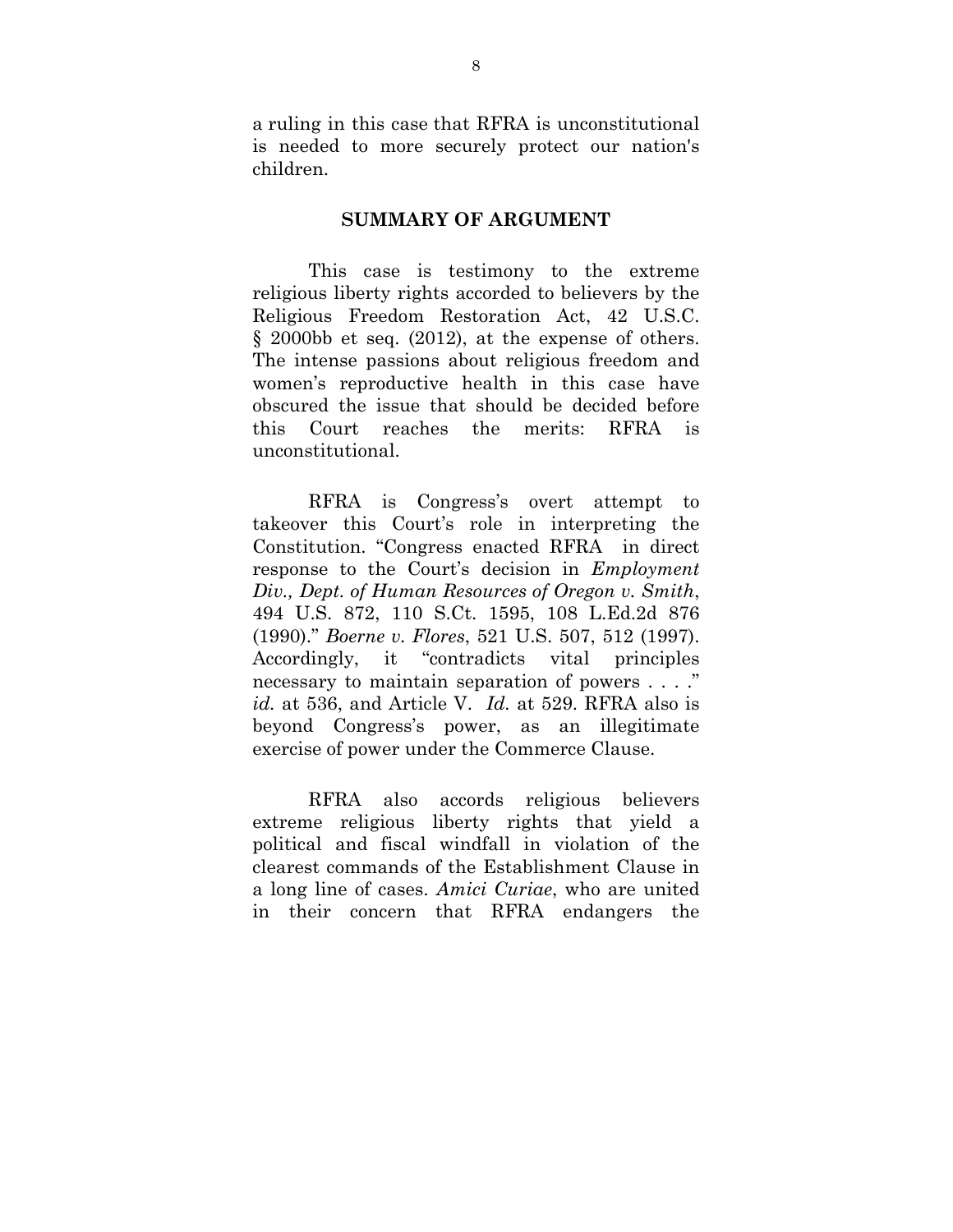a ruling in this case that RFRA is unconstitutional is needed to more securely protect our nation's children.

## SUMMARY OF ARGUMENT

This case is testimony to the extreme religious liberty rights accorded to believers by the Religious Freedom Restoration Act, 42 U.S.C. § 2000bb et seq. (2012), at the expense of others. The intense passions about religious freedom and women's reproductive health in this case have obscured the issue that should be decided before this Court reaches the merits: RFRA is unconstitutional.

RFRA is Congress's overt attempt to takeover this Court's role in interpreting the Constitution. "Congress enacted RFRA in direct response to the Court's decision in *Employment Div., Dept. of Human Resources of Oregon v. Smith*, 494 U.S. 872, 110 S.Ct. 1595, 108 L.Ed.2d 876 (1990)." *Boerne v. Flores*, 521 U.S. 507, 512 (1997). Accordingly, it "contradicts vital principles necessary to maintain separation of powers . . . ." *id.* at 536, and Article V. *Id.* at 529. RFRA also is beyond Congress's power, as an illegitimate exercise of power under the Commerce Clause.

RFRA also accords religious believers extreme religious liberty rights that yield a political and fiscal windfall in violation of the clearest commands of the Establishment Clause in a long line of cases. *Amici Curiae*, who are united in their concern that RFRA endangers the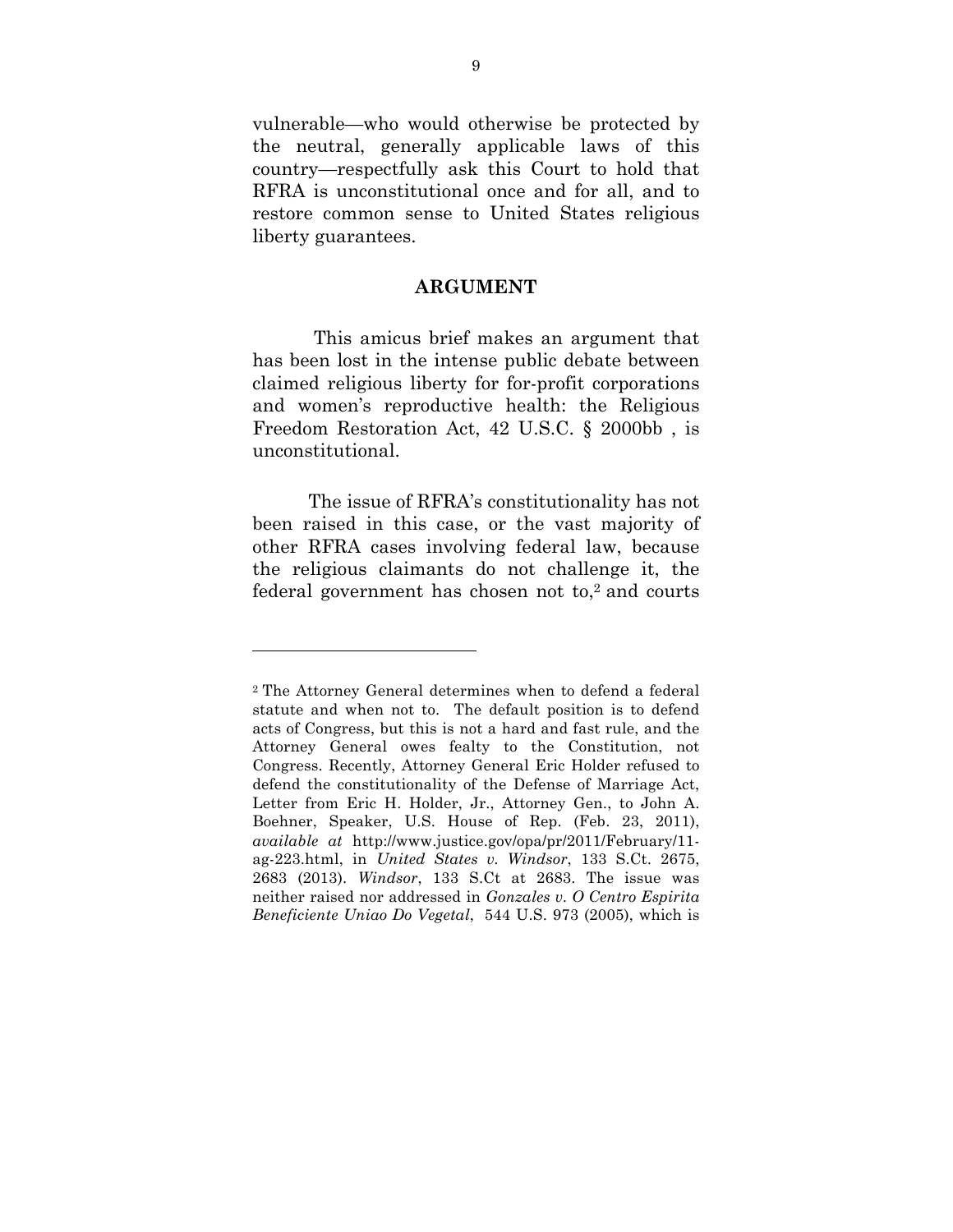vulnerable—who would otherwise be protected by the neutral, generally applicable laws of this country—respectfully ask this Court to hold that RFRA is unconstitutional once and for all, and to restore common sense to United States religious liberty guarantees.

## ARGUMENT

This amicus brief makes an argument that has been lost in the intense public debate between claimed religious liberty for for-profit corporations and women's reproductive health: the Religious Freedom Restoration Act, 42 U.S.C. § 2000bb , is unconstitutional.

The issue of RFRA's constitutionality has not been raised in this case, or the vast majority of other RFRA cases involving federal law, because the religious claimants do not challenge it, the federal government has chosen not to,[2] and courts

---

[2] The Attorney General determines when to defend a federal statute and when not to. The default position is to defend acts of Congress, but this is not a hard and fast rule, and the Attorney General owes fealty to the Constitution, not Congress. Recently, Attorney General Eric Holder refused to defend the constitutionality of the Defense of Marriage Act, Letter from Eric H. Holder, Jr., Attorney Gen., to John A. Boehner, Speaker, U.S. House of Rep. (Feb. 23, 2011), *available at* http://www.justice.gov/opa/pr/2011/February/11-ag-223.html, in *United States v. Windsor*, 133 S.Ct. 2675, 2683 (2013). *Windsor*, 133 S.Ct at 2683. The issue was neither raised nor addressed in *Gonzales v. O Centro Espirita Beneficiente Uniao Do Vegetal*, 544 U.S. 973 (2005), which is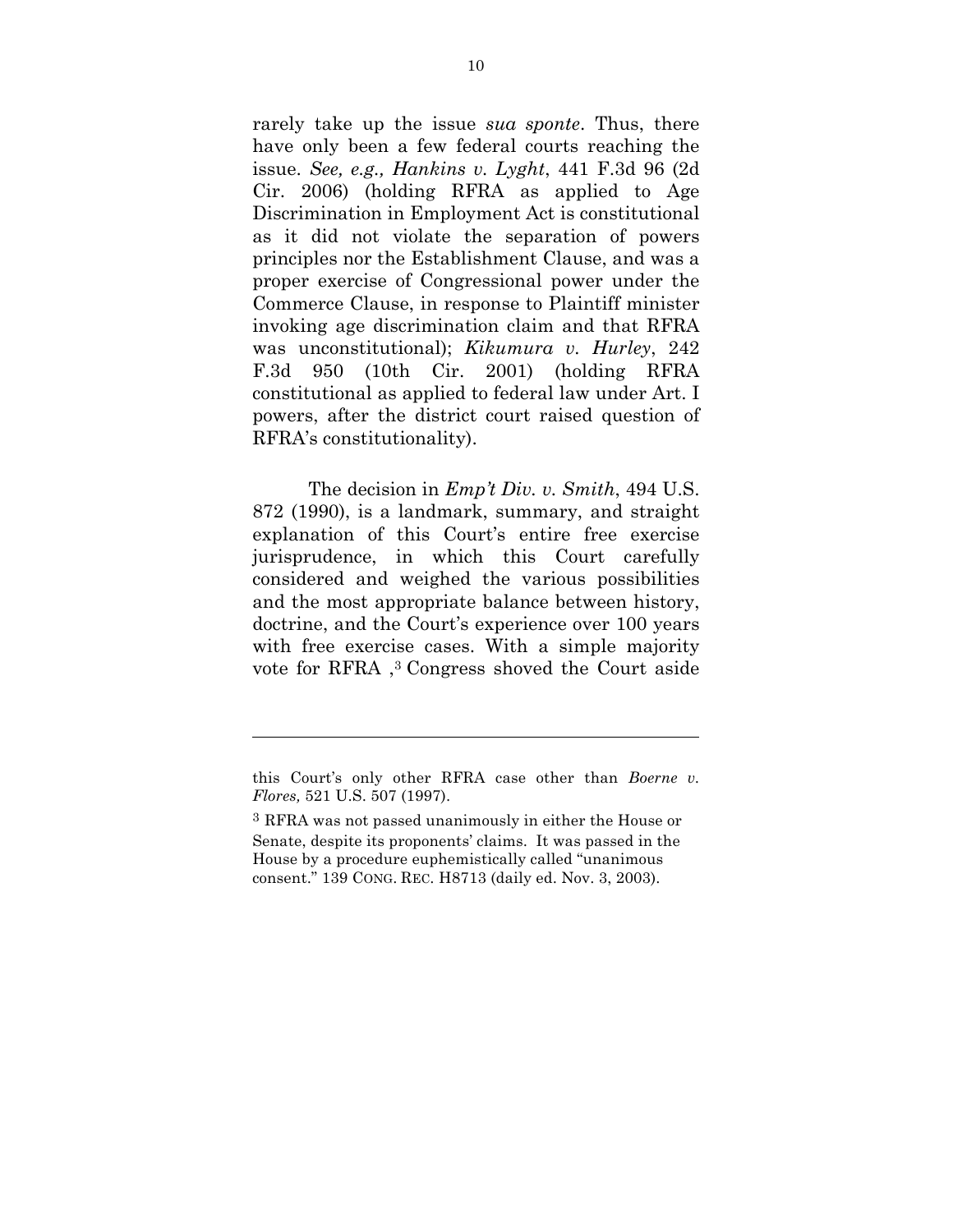rarely take up the issue *sua sponte*. Thus, there have only been a few federal courts reaching the issue. *See, e.g., Hankins v. Lyght*, 441 F.3d 96 (2d Cir. 2006) (holding RFRA as applied to Age Discrimination in Employment Act is constitutional as it did not violate the separation of powers principles nor the Establishment Clause, and was a proper exercise of Congressional power under the Commerce Clause, in response to Plaintiff minister invoking age discrimination claim and that RFRA was unconstitutional); *Kikumura v. Hurley*, 242 F.3d 950 (10th Cir. 2001) (holding RFRA constitutional as applied to federal law under Art. I powers, after the district court raised question of RFRA's constitutionality).

The decision in *Emp't Div. v. Smith*, 494 U.S. 872 (1990), is a landmark, summary, and straight explanation of this Court's entire free exercise jurisprudence, in which this Court carefully considered and weighed the various possibilities and the most appropriate balance between history, doctrine, and the Court's experience over 100 years with free exercise cases. With a simple majority vote for RFRA ,[3] Congress shoved the Court aside

---

this Court's only other RFRA case other than *Boerne v. Flores,* 521 U.S. 507 (1997).

[3] RFRA was not passed unanimously in either the House or Senate, despite its proponents' claims. It was passed in the House by a procedure euphemistically called "unanimous consent." 139 CONG. REC. H8713 (daily ed. Nov. 3, 2003).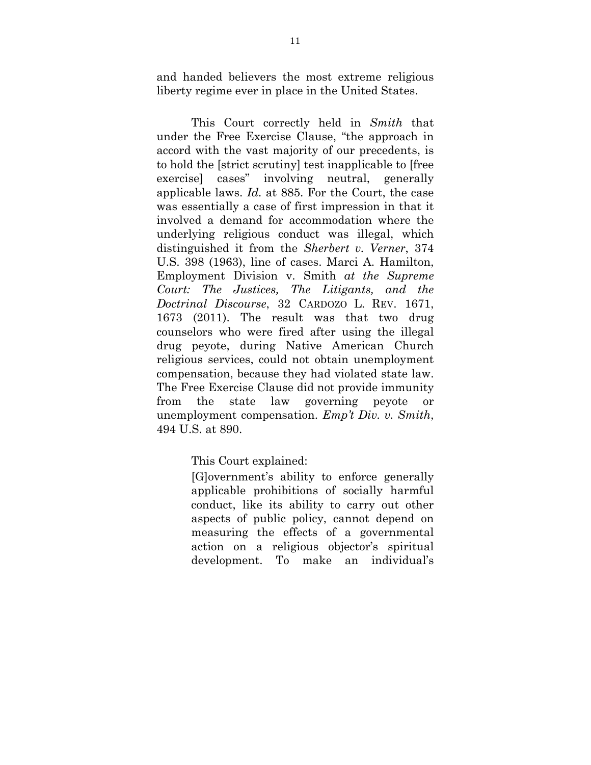and handed believers the most extreme religious liberty regime ever in place in the United States.

This Court correctly held in *Smith* that under the Free Exercise Clause, "the approach in accord with the vast majority of our precedents, is to hold the [strict scrutiny] test inapplicable to [free exercise] cases" involving neutral, generally applicable laws. *Id.* at 885. For the Court, the case was essentially a case of first impression in that it involved a demand for accommodation where the underlying religious conduct was illegal, which distinguished it from the *Sherbert v. Verner*, 374 U.S. 398 (1963), line of cases. Marci A. Hamilton, Employment Division v. Smith *at the Supreme Court: The Justices, The Litigants, and the Doctrinal Discourse*, 32 CARDOZO L. REV. 1671, 1673 (2011). The result was that two drug counselors who were fired after using the illegal drug peyote, during Native American Church religious services, could not obtain unemployment compensation, because they had violated state law. The Free Exercise Clause did not provide immunity from the state law governing peyote or unemployment compensation. *Emp't Div. v. Smith*, 494 U.S. at 890.

This Court explained:

> [G]overnment's ability to enforce generally applicable prohibitions of socially harmful conduct, like its ability to carry out other aspects of public policy, cannot depend on measuring the effects of a governmental action on a religious objector's spiritual development. To make an individual's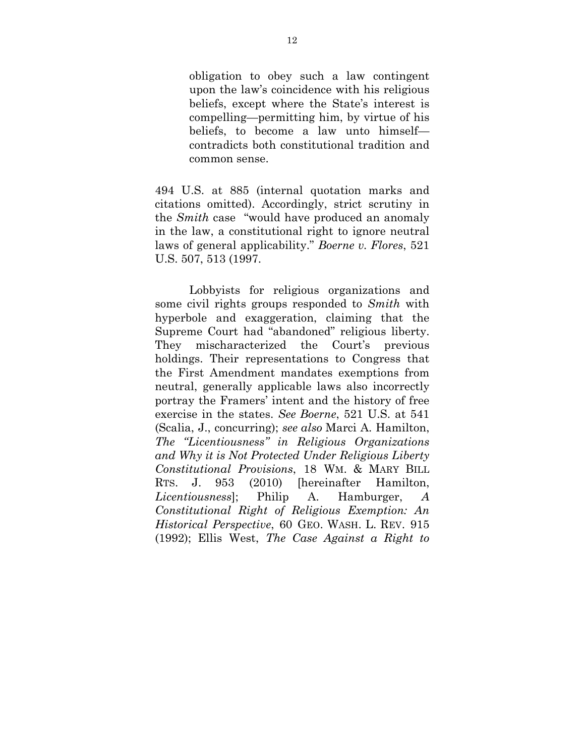> obligation to obey such a law contingent upon the law's coincidence with his religious beliefs, except where the State's interest is compelling—permitting him, by virtue of his beliefs, to become a law unto himself—contradicts both constitutional tradition and common sense.

494 U.S. at 885 (internal quotation marks and citations omitted). Accordingly, strict scrutiny in the *Smith* case "would have produced an anomaly in the law, a constitutional right to ignore neutral laws of general applicability." *Boerne v. Flores*, 521 U.S. 507, 513 (1997.

Lobbyists for religious organizations and some civil rights groups responded to *Smith* with hyperbole and exaggeration, claiming that the Supreme Court had "abandoned" religious liberty. They mischaracterized the Court's previous holdings. Their representations to Congress that the First Amendment mandates exemptions from neutral, generally applicable laws also incorrectly portray the Framers' intent and the history of free exercise in the states. *See Boerne*, 521 U.S. at 541 (Scalia, J., concurring); *see also* Marci A. Hamilton, *The "Licentiousness" in Religious Organizations and Why it is Not Protected Under Religious Liberty Constitutional Provisions*, 18 WM. & MARY BILL RTS. J. 953 (2010) [hereinafter Hamilton, *Licentiousness*]; Philip A. Hamburger, *A Constitutional Right of Religious Exemption: An Historical Perspective*, 60 GEO. WASH. L. REV. 915 (1992); Ellis West, *The Case Against a Right to*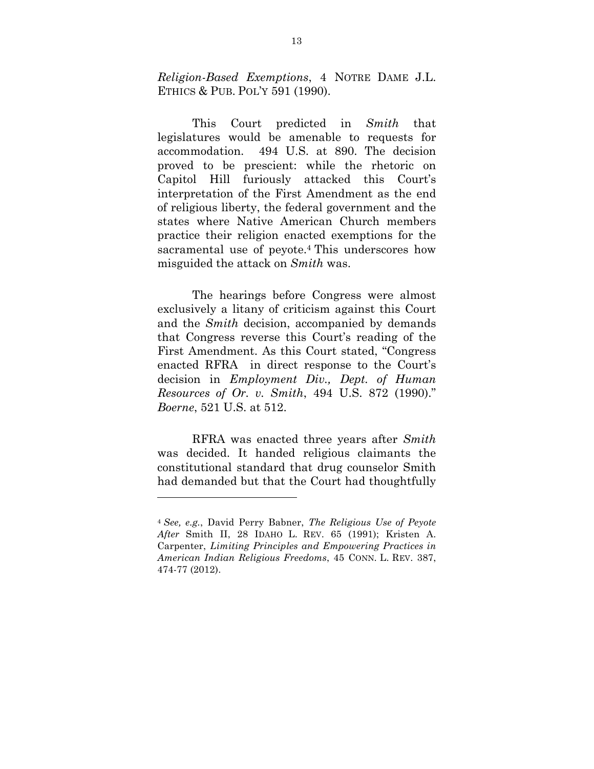*Religion-Based Exemptions*, 4 NOTRE DAME J.L. ETHICS & PUB. POL'Y 591 (1990).

This Court predicted in *Smith* that legislatures would be amenable to requests for accommodation. 494 U.S. at 890. The decision proved to be prescient: while the rhetoric on Capitol Hill furiously attacked this Court's interpretation of the First Amendment as the end of religious liberty, the federal government and the states where Native American Church members practice their religion enacted exemptions for the sacramental use of peyote.[4] This underscores how misguided the attack on *Smith* was.

The hearings before Congress were almost exclusively a litany of criticism against this Court and the *Smith* decision, accompanied by demands that Congress reverse this Court's reading of the First Amendment. As this Court stated, "Congress enacted RFRA in direct response to the Court's decision in *Employment Div., Dept. of Human Resources of Or. v. Smith*, 494 U.S. 872 (1990)." *Boerne*, 521 U.S. at 512.

RFRA was enacted three years after *Smith* was decided. It handed religious claimants the constitutional standard that drug counselor Smith had demanded but that the Court had thoughtfully

---

[4] *See, e.g.*, David Perry Babner, *The Religious Use of Peyote After* Smith II, 28 IDAHO L. REV. 65 (1991); Kristen A. Carpenter, *Limiting Principles and Empowering Practices in American Indian Religious Freedoms*, 45 CONN. L. REV. 387, 474-77 (2012).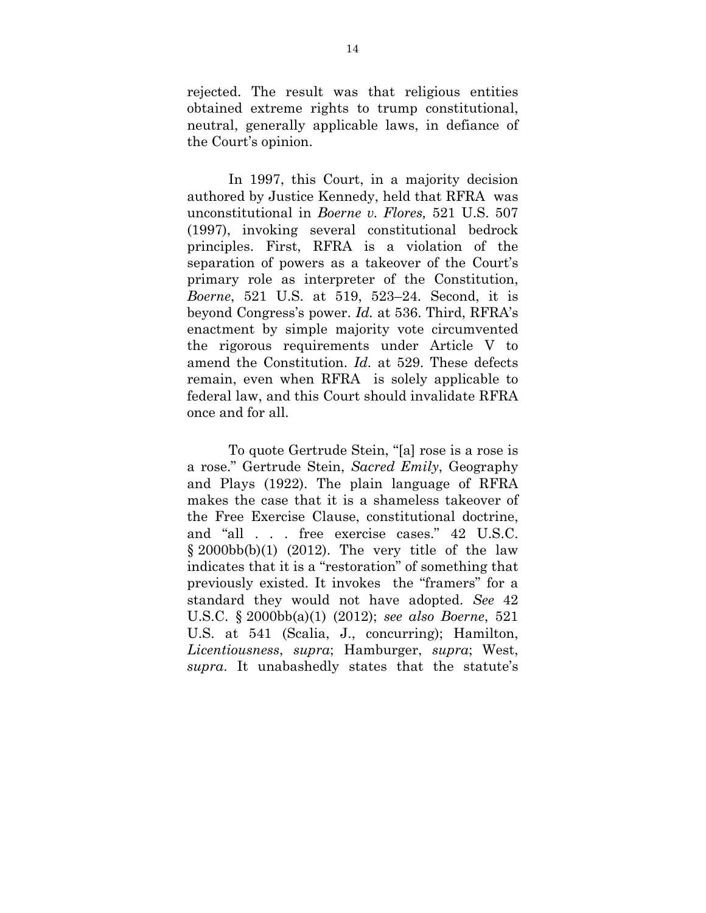rejected. The result was that religious entities obtained extreme rights to trump constitutional, neutral, generally applicable laws, in defiance of the Court's opinion.

In 1997, this Court, in a majority decision authored by Justice Kennedy, held that RFRA was unconstitutional in *Boerne v. Flores,* 521 U.S. 507 (1997), invoking several constitutional bedrock principles. First, RFRA is a violation of the separation of powers as a takeover of the Court's primary role as interpreter of the Constitution, *Boerne*, 521 U.S. at 519, 523–24. Second, it is beyond Congress's power. *Id.* at 536. Third, RFRA's enactment by simple majority vote circumvented the rigorous requirements under Article V to amend the Constitution. *Id.* at 529. These defects remain, even when RFRA is solely applicable to federal law, and this Court should invalidate RFRA once and for all.

To quote Gertrude Stein, "[a] rose is a rose is a rose." Gertrude Stein, *Sacred Emily*, Geography and Plays (1922). The plain language of RFRA makes the case that it is a shameless takeover of the Free Exercise Clause, constitutional doctrine, and "all . . . free exercise cases." 42 U.S.C. § 2000bb(b)(1) (2012). The very title of the law indicates that it is a "restoration" of something that previously existed. It invokes the "framers" for a standard they would not have adopted. *See* 42 U.S.C. § 2000bb(a)(1) (2012); *see also Boerne*, 521 U.S. at 541 (Scalia, J., concurring); Hamilton, *Licentiousness*, *supra*; Hamburger, *supra*; West, *supra*. It unabashedly states that the statute's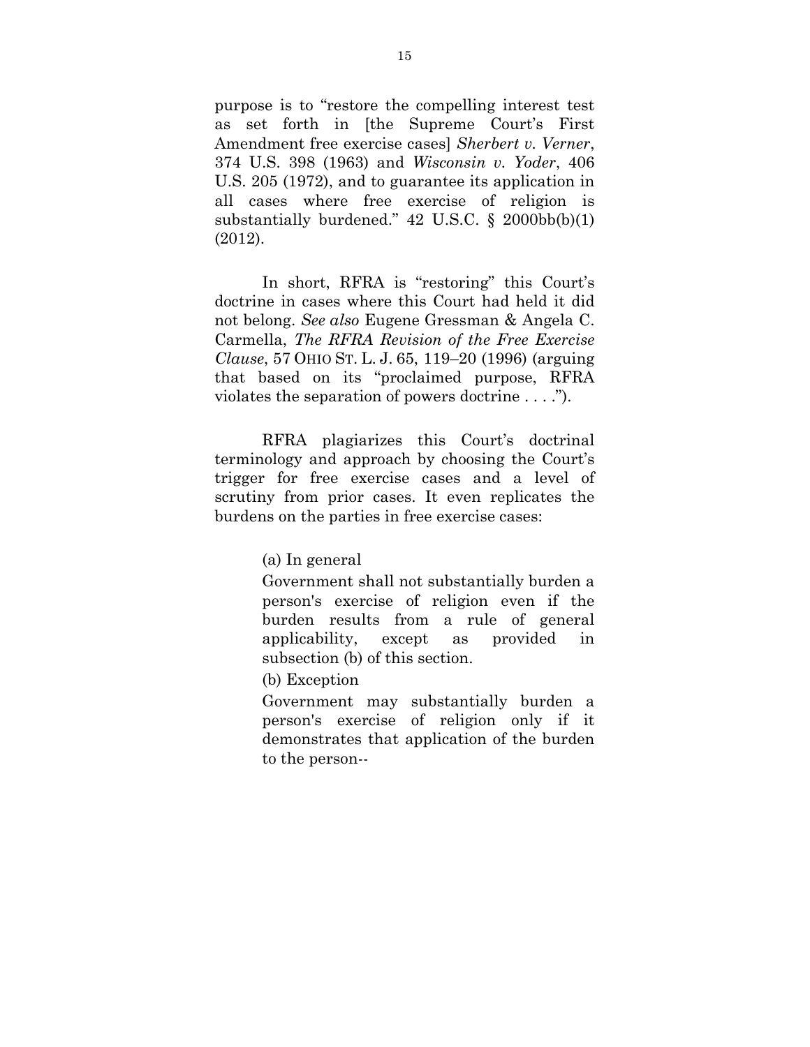purpose is to "restore the compelling interest test as set forth in [the Supreme Court's First Amendment free exercise cases] *Sherbert v. Verner*, 374 U.S. 398 (1963) and *Wisconsin v. Yoder*, 406 U.S. 205 (1972), and to guarantee its application in all cases where free exercise of religion is substantially burdened." 42 U.S.C. § 2000bb(b)(1) (2012).

In short, RFRA is "restoring" this Court's doctrine in cases where this Court had held it did not belong. *See also* Eugene Gressman & Angela C. Carmella, *The RFRA Revision of the Free Exercise Clause*, 57 OHIO ST. L. J. 65, 119–20 (1996) (arguing that based on its "proclaimed purpose, RFRA violates the separation of powers doctrine . . . .").

RFRA plagiarizes this Court's doctrinal terminology and approach by choosing the Court's trigger for free exercise cases and a level of scrutiny from prior cases. It even replicates the burdens on the parties in free exercise cases:

> (a) In general
>
> Government shall not substantially burden a person's exercise of religion even if the burden results from a rule of general applicability, except as provided in subsection (b) of this section.
>
> (b) Exception
>
> Government may substantially burden a person's exercise of religion only if it demonstrates that application of the burden to the person--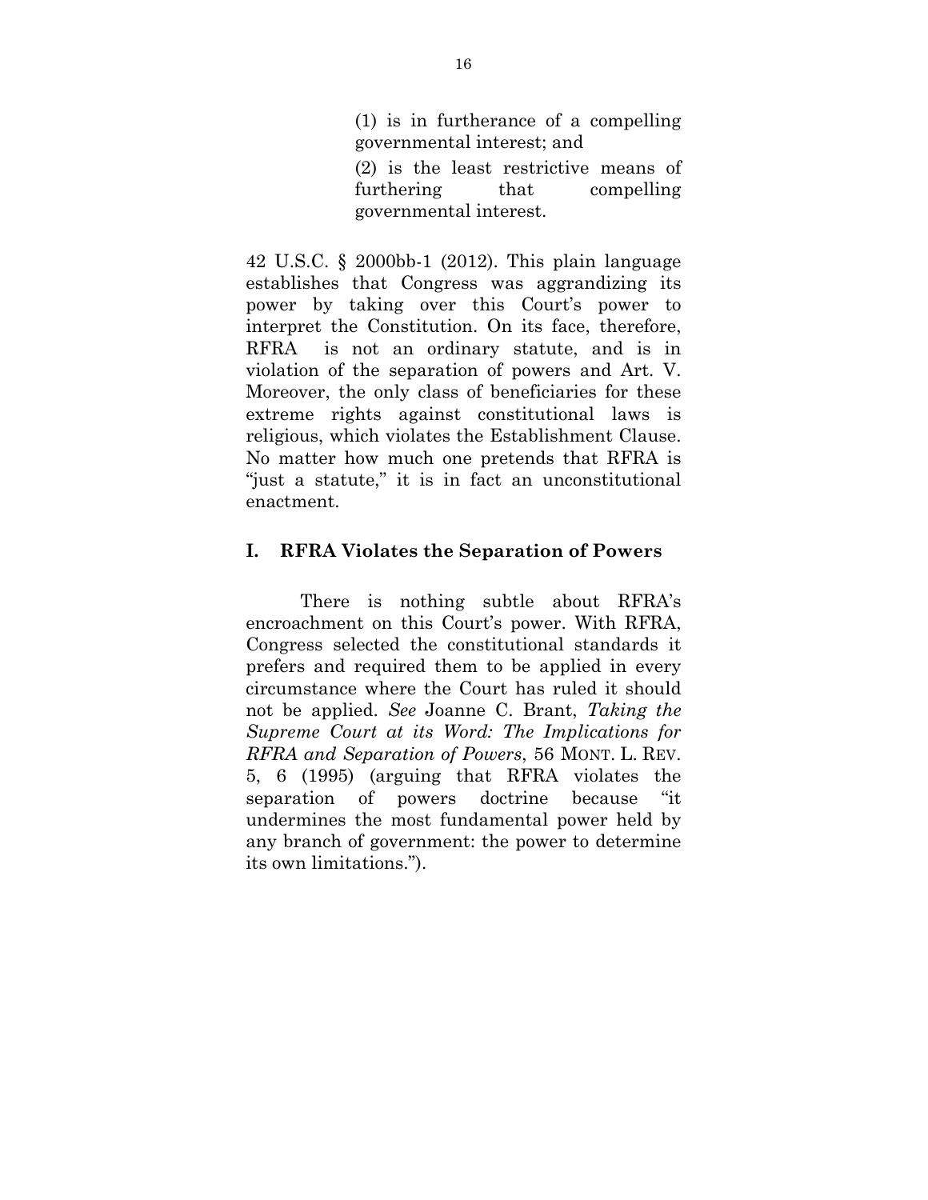> (1) is in furtherance of a compelling governmental interest; and
>
> (2) is the least restrictive means of furthering that compelling governmental interest.

42 U.S.C. § 2000bb-1 (2012). This plain language establishes that Congress was aggrandizing its power by taking over this Court's power to interpret the Constitution. On its face, therefore, RFRA is not an ordinary statute, and is in violation of the separation of powers and Art. V. Moreover, the only class of beneficiaries for these extreme rights against constitutional laws is religious, which violates the Establishment Clause. No matter how much one pretends that RFRA is "just a statute," it is in fact an unconstitutional enactment.

## I. RFRA Violates the Separation of Powers

There is nothing subtle about RFRA's encroachment on this Court's power. With RFRA, Congress selected the constitutional standards it prefers and required them to be applied in every circumstance where the Court has ruled it should not be applied. *See* Joanne C. Brant, *Taking the Supreme Court at its Word: The Implications for RFRA and Separation of Powers*, 56 MONT. L. REV. 5, 6 (1995) (arguing that RFRA violates the separation of powers doctrine because "it undermines the most fundamental power held by any branch of government: the power to determine its own limitations.").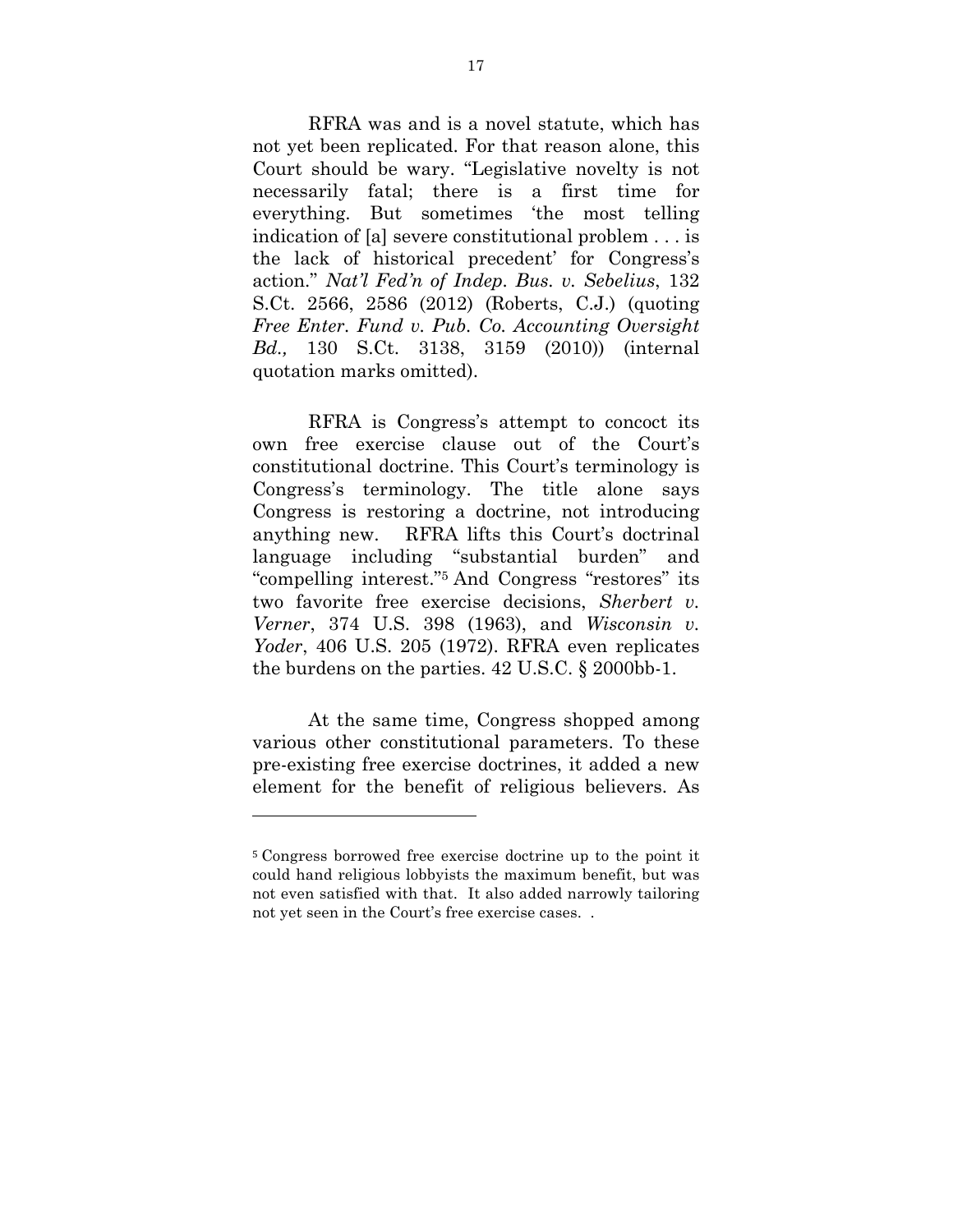RFRA was and is a novel statute, which has not yet been replicated. For that reason alone, this Court should be wary. "Legislative novelty is not necessarily fatal; there is a first time for everything. But sometimes 'the most telling indication of [a] severe constitutional problem . . . is the lack of historical precedent' for Congress's action." *Nat'l Fed'n of Indep. Bus. v. Sebelius*, 132 S.Ct. 2566, 2586 (2012) (Roberts, C.J.) (quoting *Free Enter. Fund v. Pub. Co. Accounting Oversight Bd.,* 130 S.Ct. 3138, 3159 (2010)) (internal quotation marks omitted).

RFRA is Congress's attempt to concoct its own free exercise clause out of the Court's constitutional doctrine. This Court terminology is Congress's terminology. The title alone says Congress is restoring a doctrine, not introducing anything new. RFRA lifts this Court's doctrinal language including "substantial burden" and "compelling interest."[5] And Congress "restores" its two favorite free exercise decisions, *Sherbert v. Verner*, 374 U.S. 398 (1963), and *Wisconsin v. Yoder*, 406 U.S. 205 (1972). RFRA even replicates the burdens on the parties. 42 U.S.C. § 2000bb-1.

At the same time, Congress shopped among various other constitutional parameters. To these pre-existing free exercise doctrines, it added a new element for the benefit of religious believers. As

---

[5] Congress borrowed free exercise doctrine up to the point it could hand religious lobbyists the maximum benefit, but was not even satisfied with that. It also added narrowly tailoring not yet seen in the Court's free exercise cases. .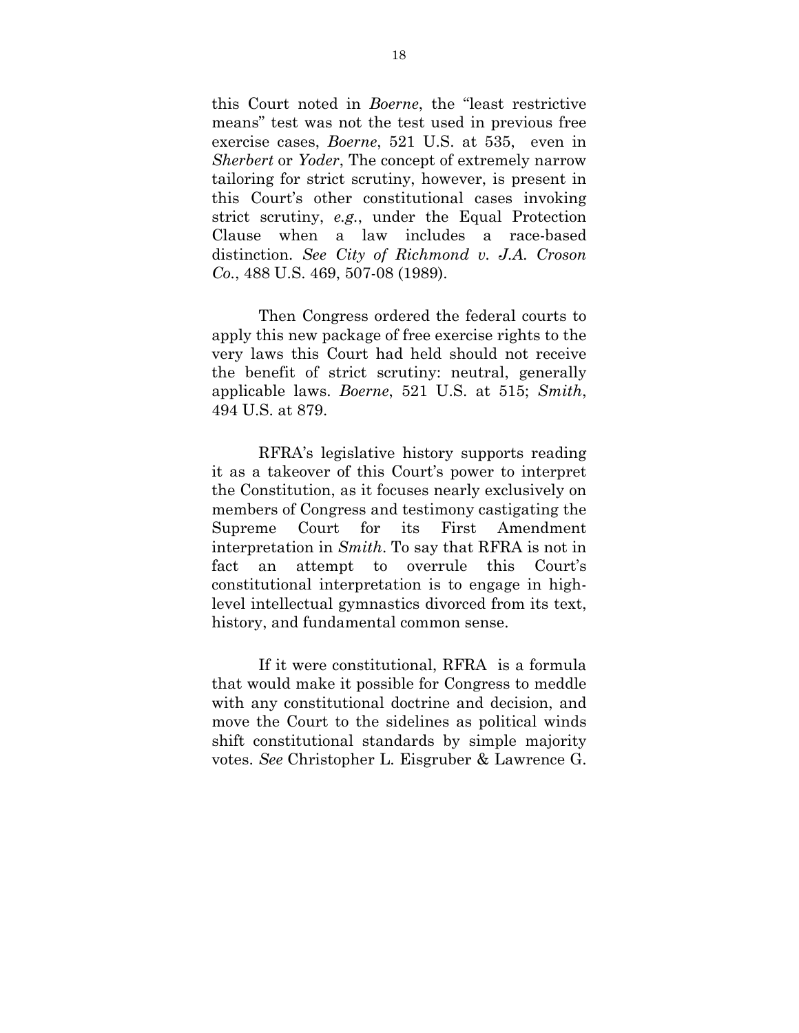this Court noted in *Boerne*, the "least restrictive means" test was not the test used in previous free exercise cases, *Boerne*, 521 U.S. at 535, even in *Sherbert* or *Yoder*, The concept of extremely narrow tailoring for strict scrutiny, however, is present in this Court's other constitutional cases invoking strict scrutiny, *e.g.*, under the Equal Protection Clause when a law includes a race-based distinction. *See City of Richmond v. J.A. Croson Co.*, 488 U.S. 469, 507-08 (1989).

Then Congress ordered the federal courts to apply this new package of free exercise rights to the very laws this Court had held should not receive the benefit of strict scrutiny: neutral, generally applicable laws. *Boerne*, 521 U.S. at 515; *Smith*, 494 U.S. at 879.

RFRA's legislative history supports reading it as a takeover of this Court's power to interpret the Constitution, as it focuses nearly exclusively on members of Congress and testimony castigating the Supreme Court for its First Amendment interpretation in *Smith*. To say that RFRA is not in fact an attempt to overrule this Court's constitutional interpretation is to engage in high-level intellectual gymnastics divorced from its text, history, and fundamental common sense.

If it were constitutional, RFRA is a formula that would make it possible for Congress to meddle with any constitutional doctrine and decision, and move the Court to the sidelines as political winds shift constitutional standards by simple majority votes. *See* Christopher L. Eisgruber & Lawrence G.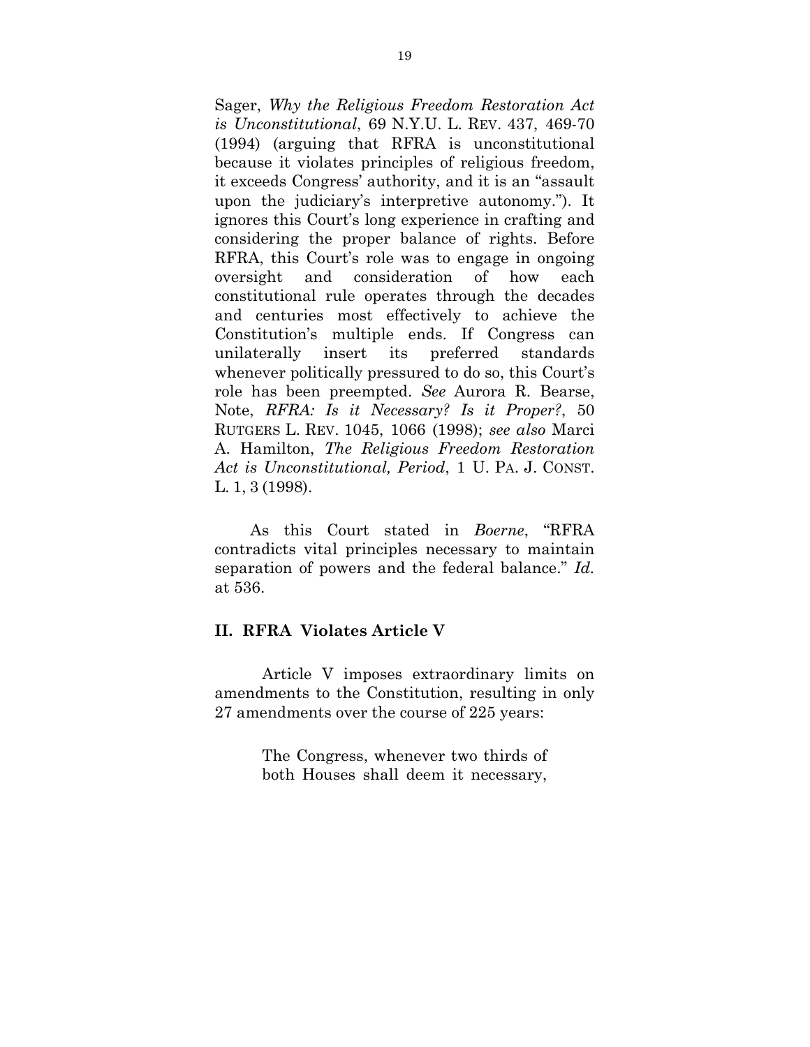Sager, *Why the Religious Freedom Restoration Act is Unconstitutional*, 69 N.Y.U. L. REV. 437, 469-70 (1994) (arguing that RFRA is unconstitutional because it violates principles of religious freedom, it exceeds Congress' authority, and it is an "assault upon the judiciary's interpretive autonomy."). It ignores this Court's long experience in crafting and considering the proper balance of rights. Before RFRA, this Court's role was to engage in ongoing oversight and consideration of how each constitutional rule operates through the decades and centuries most effectively to achieve the Constitution's multiple ends. If Congress can unilaterally insert its preferred standards whenever politically pressured to do so, this Court's role has been preempted. *See* Aurora R. Bearse, Note, *RFRA: Is it Necessary? Is it Proper?*, 50 RUTGERS L. REV. 1045, 1066 (1998); *see also* Marci A. Hamilton, *The Religious Freedom Restoration Act is Unconstitutional, Period*, 1 U. PA. J. CONST. L. 1, 3 (1998).

As this Court stated in *Boerne*, "RFRA contradicts vital principles necessary to maintain separation of powers and the federal balance." *Id.* at 536.

## II. RFRA Violates Article V

Article V imposes extraordinary limits on amendments to the Constitution, resulting in only 27 amendments over the course of 225 years:

> The Congress, whenever two thirds of both Houses shall deem it necessary,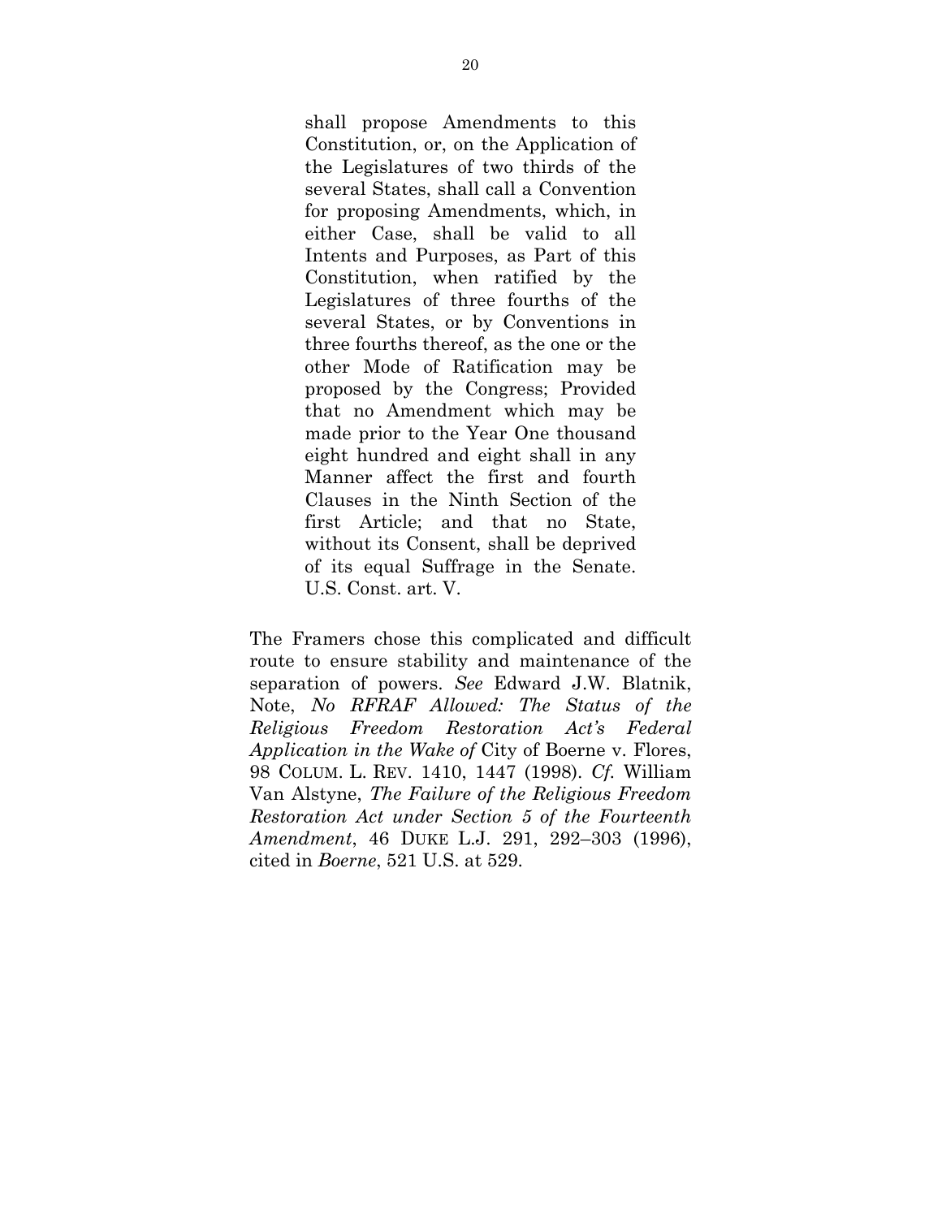> shall propose Amendments to this Constitution, or, on the Application of the Legislatures of two thirds of the several States, shall call a Convention for proposing Amendments, which, in either Case, shall be valid to all Intents and Purposes, as Part of this Constitution, when ratified by the Legislatures of three fourths of the several States, or by Conventions in three fourths thereof, as the one or the other Mode of Ratification may be proposed by the Congress; Provided that no Amendment which may be made prior to the Year One thousand eight hundred and eight shall in any Manner affect the first and fourth Clauses in the Ninth Section of the first Article; and that no State, without its Consent, shall be deprived of its equal Suffrage in the Senate. U.S. Const. art. V.

The Framers chose this complicated and difficult route to ensure stability and maintenance of the separation of powers. *See* Edward J.W. Blatnik, Note, *No RFRAF Allowed: The Status of the Religious Freedom Restoration Act's Federal Application in the Wake of* City of Boerne v. Flores, 98 COLUM. L. REV. 1410, 1447 (1998). *Cf.* William Van Alstyne, *The Failure of the Religious Freedom Restoration Act under Section 5 of the Fourteenth Amendment*, 46 DUKE L.J. 291, 292–303 (1996), cited in *Boerne*, 521 U.S. at 529.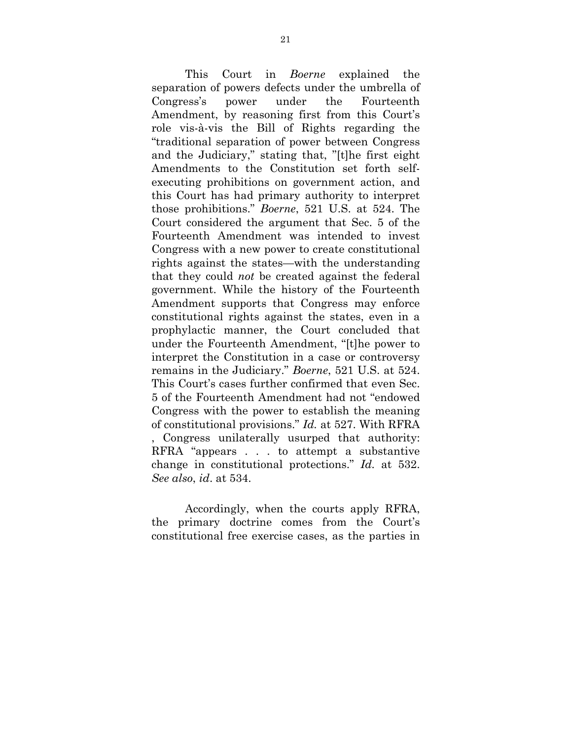This Court in *Boerne* explained the separation of powers defects under the umbrella of Congress's power under the Fourteenth Amendment, by reasoning first from this Court's role vis-à-vis the Bill of Rights regarding the "traditional separation of power between Congress and the Judiciary," stating that, "[t]he first eight Amendments to the Constitution set forth self-executing prohibitions on government action, and this Court has had primary authority to interpret those prohibitions." *Boerne*, 521 U.S. at 524. The Court considered the argument that Sec. 5 of the Fourteenth Amendment was intended to invest Congress with a new power to create constitutional rights against the states—with the understanding that they could *not* be created against the federal government. While the history of the Fourteenth Amendment supports that Congress may enforce constitutional rights against the states, even in a prophylactic manner, the Court concluded that under the Fourteenth Amendment, "[t]he power to interpret the Constitution in a case or controversy remains in the Judiciary." *Boerne*, 521 U.S. at 524. This Court's cases further confirmed that even Sec. 5 of the Fourteenth Amendment had not "endowed Congress with the power to establish the meaning of constitutional provisions." *Id.* at 527. With RFRA , Congress unilaterally usurped that authority: RFRA "appears . . . to attempt a substantive change in constitutional protections." *Id.* at 532. *See also*, *id*. at 534.

Accordingly, when the courts apply RFRA, the primary doctrine comes from the Court's constitutional free exercise cases, as the parties in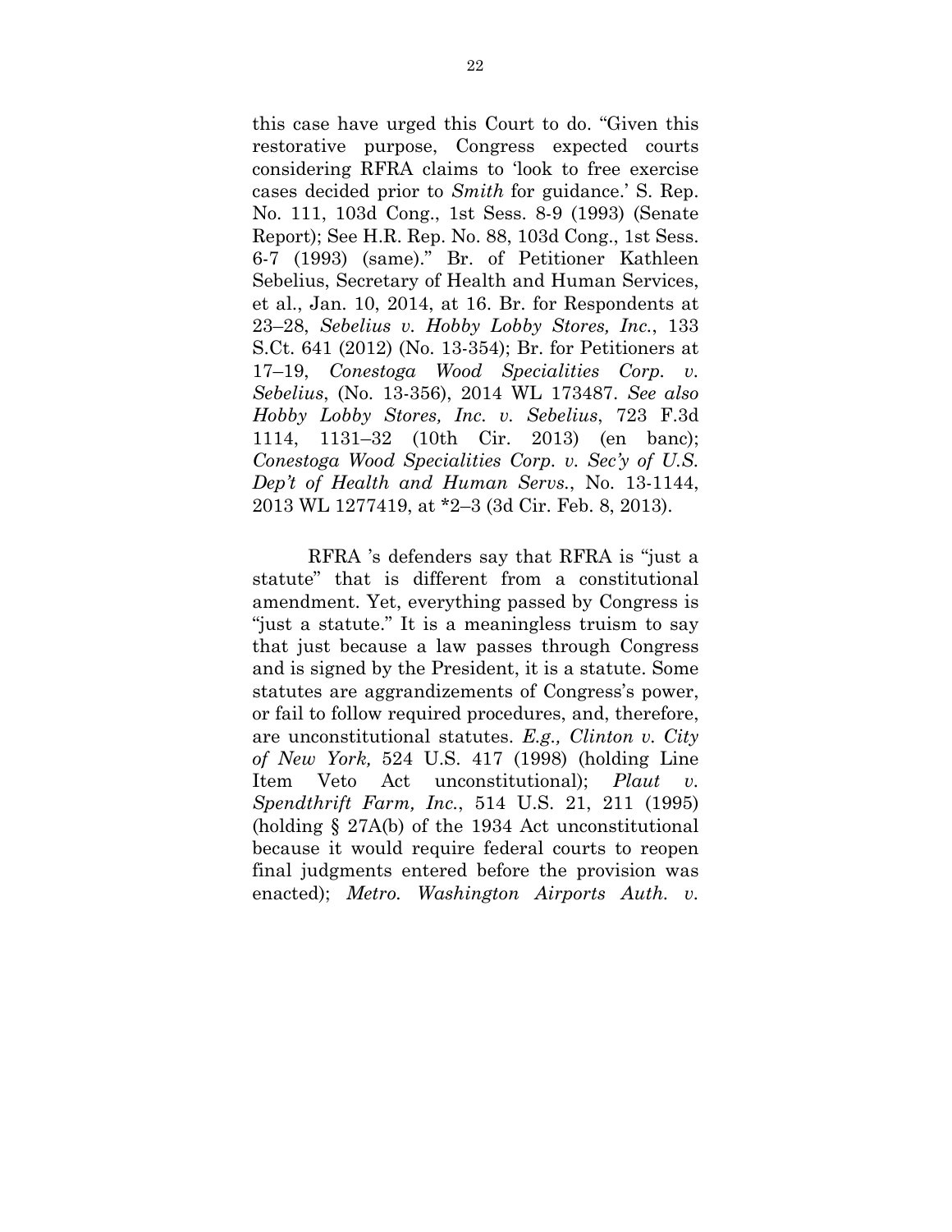this case have urged this Court to do. "Given this restorative purpose, Congress expected courts considering RFRA claims to 'look to free exercise cases decided prior to *Smith* for guidance.' S. Rep. No. 111, 103d Cong., 1st Sess. 8-9 (1993) (Senate Report); See H.R. Rep. No. 88, 103d Cong., 1st Sess. 6-7 (1993) (same)." Br. of Petitioner Kathleen Sebelius, Secretary of Health and Human Services, et al., Jan. 10, 2014, at 16. Br. for Respondents at 23–28, *Sebelius v. Hobby Lobby Stores, Inc.*, 133 S.Ct. 641 (2012) (No. 13-354); Br. for Petitioners at 17–19, *Conestoga Wood Specialities Corp. v. Sebelius*, (No. 13-356), 2014 WL 173487. *See also Hobby Lobby Stores, Inc. v. Sebelius*, 723 F.3d 1114, 1131–32 (10th Cir. 2013) (en banc); *Conestoga Wood Specialities Corp. v. Sec'y of U.S. Dep't of Health and Human Servs.*, No. 13-1144, 2013 WL 1277419, at *2–3 (3d Cir. Feb. 8, 2013).

RFRA 's defenders say that RFRA is "just a statute" that is different from a constitutional amendment. Yet, everything passed by Congress is "just a statute." It is a meaningless truism to say that just because a law passes through Congress and is signed by the President, it is a statute. Some statutes are aggrandizements of Congress's power, or fail to follow required procedures, and, therefore, are unconstitutional statutes. *E.g., Clinton v. City of New York,* 524 U.S. 417 (1998) (holding Line Item Veto Act unconstitutional); *Plaut v. Spendthrift Farm, Inc.*, 514 U.S. 21, 211 (1995) (holding § 27A(b) of the 1934 Act unconstitutional because it would require federal courts to reopen final judgments entered before the provision was enacted); *Metro. Washington Airports Auth. v.*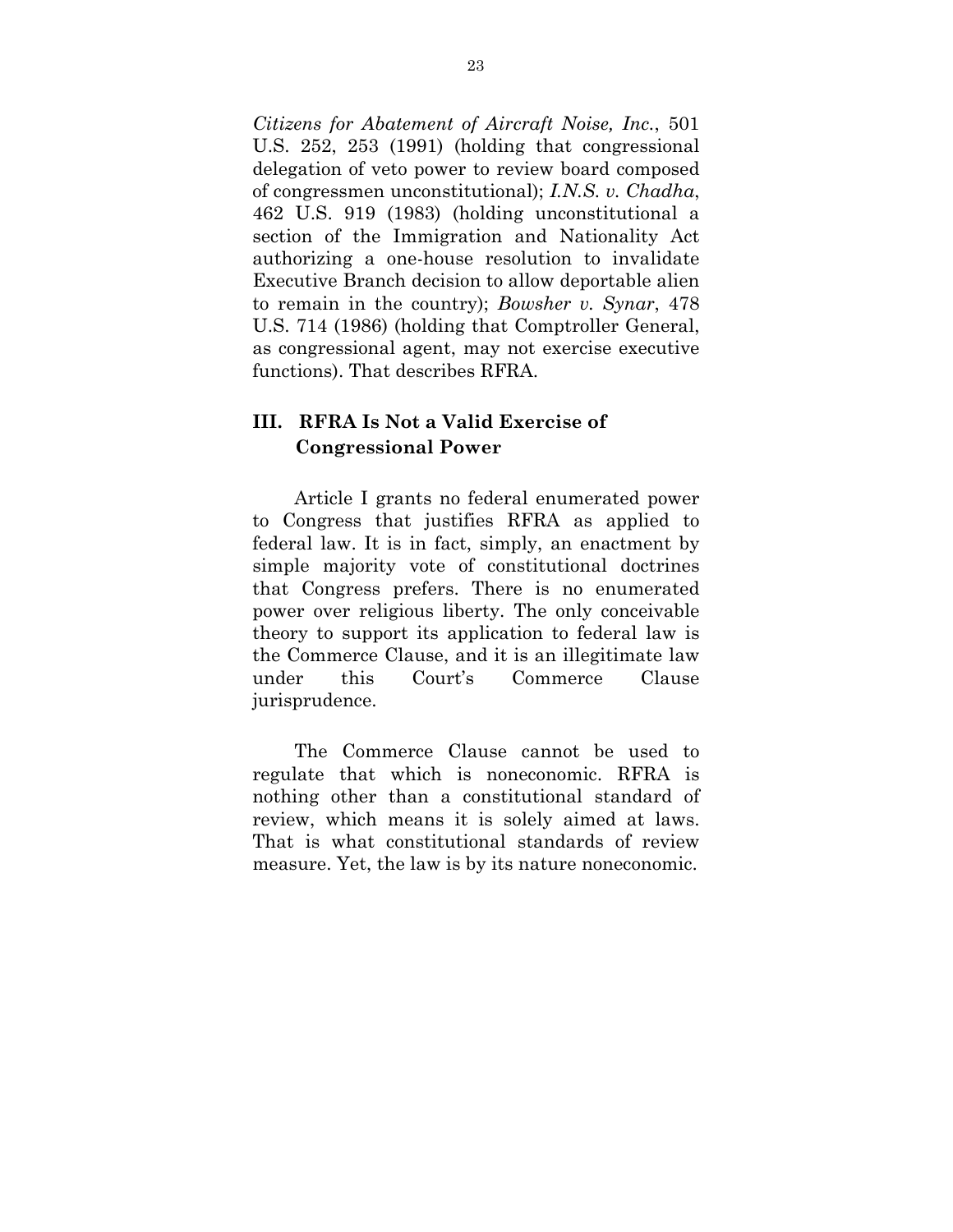*Citizens for Abatement of Aircraft Noise, Inc.*, 501 U.S. 252, 253 (1991) (holding that congressional delegation of veto power to review board composed of congressmen unconstitutional); *I.N.S. v. Chadha*, 462 U.S. 919 (1983) (holding unconstitutional a section of the Immigration and Nationality Act authorizing a one-house resolution to invalidate Executive Branch decision to allow deportable alien to remain in the country); *Bowsher v. Synar*, 478 U.S. 714 (1986) (holding that Comptroller General, as congressional agent, may not exercise executive functions). That describes RFRA.

### III. RFRA Is Not a Valid Exercise of Congressional Power

Article I grants no federal enumerated power to Congress that justifies RFRA as applied to federal law. It is in fact, simply, an enactment by simple majority vote of constitutional doctrines that Congress prefers. There is no enumerated power over religious liberty. The only conceivable theory to support its application to federal law is the Commerce Clause, and it is an illegitimate law under this Court's Commerce Clause jurisprudence.

The Commerce Clause cannot be used to regulate that which is noneconomic. RFRA is nothing other than a constitutional standard of review, which means it is solely aimed at laws. That is what constitutional standards of review measure. Yet, the law is by its nature noneconomic.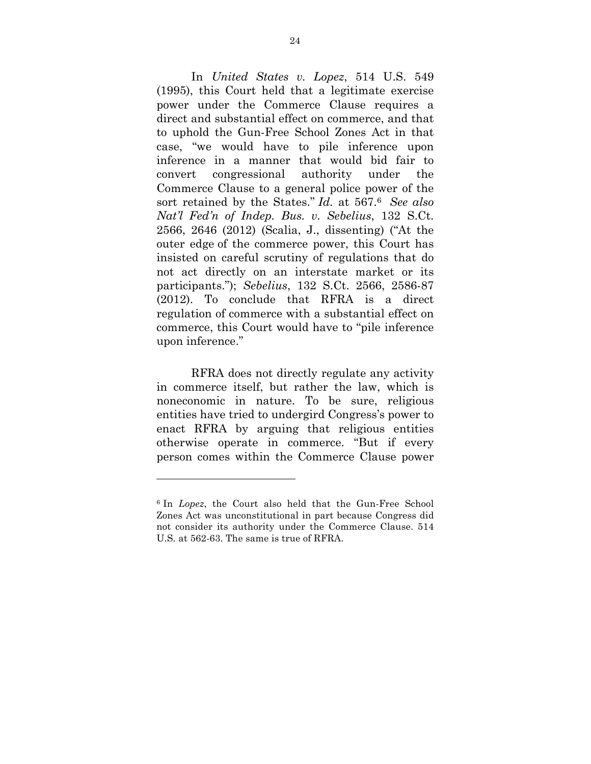In *United States v. Lopez*, 514 U.S. 549 (1995), this Court held that a legitimate exercise power under the Commerce Clause requires a direct and substantial effect on commerce, and that to uphold the Gun-Free School Zones Act in that case, "we would have to pile inference upon inference in a manner that would bid fair to convert congressional authority under the Commerce Clause to a general police power of the sort retained by the States." *Id.* at 567.[6] *See also Nat'l Fed'n of Indep. Bus. v. Sebelius*, 132 S.Ct. 2566, 2646 (2012) (Scalia, J., dissenting) ("At the outer edge of the commerce power, this Court has insisted on careful scrutiny of regulations that do not act directly on an interstate market or its participants."); *Sebelius*, 132 S.Ct. 2566, 2586-87 (2012). To conclude that RFRA is a direct regulation of commerce with a substantial effect on commerce, this Court would have to "pile inference upon inference."

RFRA does not directly regulate any activity in commerce itself, but rather the law, which is noneconomic in nature. To be sure, religious entities have tried to undergird Congress's power to enact RFRA by arguing that religious entities otherwise operate in commerce. "But if every person comes within the Commerce Clause power

---

[6] In *Lopez*, the Court also held that the Gun-Free School Zones Act was unconstitutional in part because Congress did not consider its authority under the Commerce Clause. 514 U.S. at 562-63. The same is true of RFRA.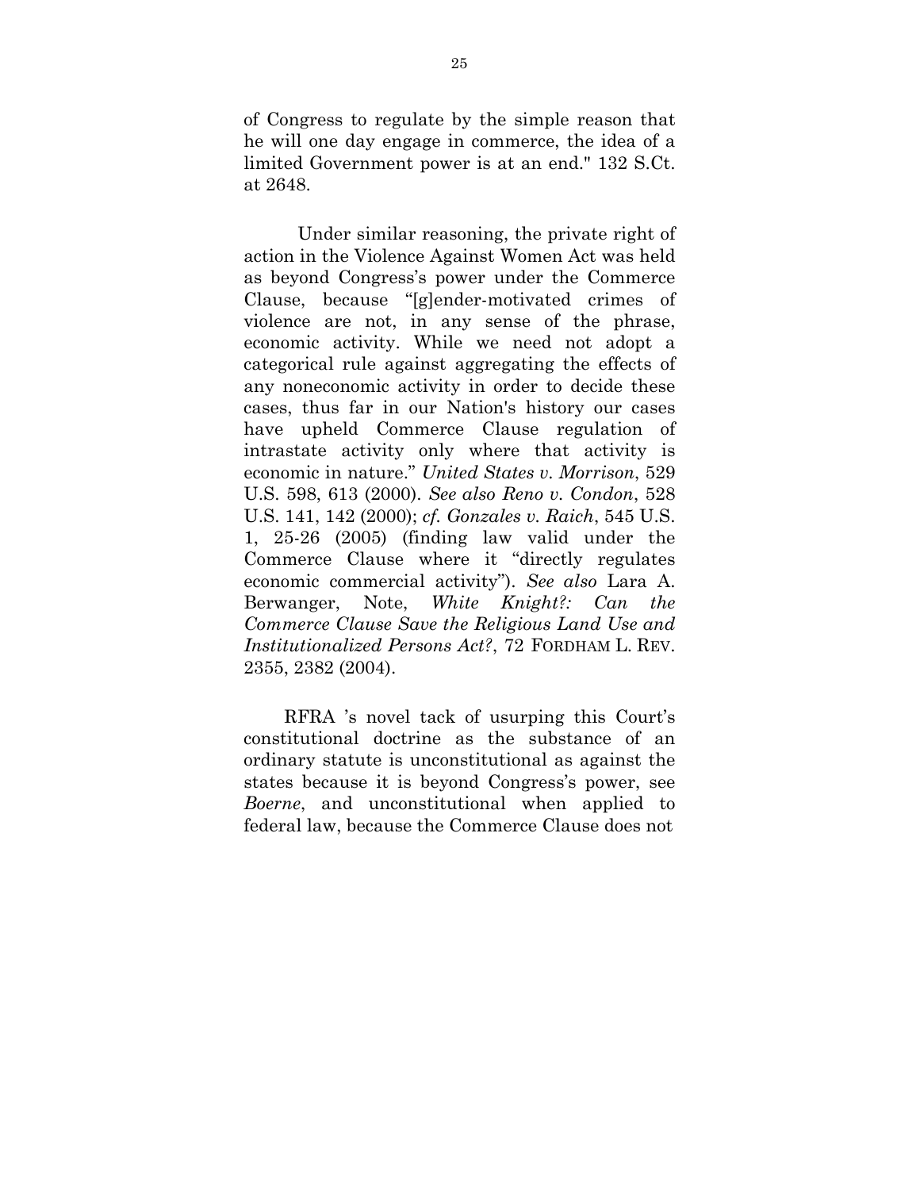of Congress to regulate by the simple reason that he will one day engage in commerce, the idea of a limited Government power is at an end." 132 S.Ct. at 2648.

Under similar reasoning, the private right of action in the Violence Against Women Act was held as beyond Congress's power under the Commerce Clause, because "[g]ender-motivated crimes of violence are not, in any sense of the phrase, economic activity. While we need not adopt a categorical rule against aggregating the effects of any noneconomic activity in order to decide these cases, thus far in our Nation's history our cases have upheld Commerce Clause regulation of intrastate activity only where that activity is economic in nature." *United States v. Morrison*, 529 U.S. 598, 613 (2000). *See also Reno v. Condon*, 528 U.S. 141, 142 (2000); *cf. Gonzales v. Raich*, 545 U.S. 1, 25-26 (2005) (finding law valid under the Commerce Clause where it "directly regulates economic commercial activity"). *See also* Lara A. Berwanger, Note, *White Knight?: Can the Commerce Clause Save the Religious Land Use and Institutionalized Persons Act?*, 72 FORDHAM L. REV. 2355, 2382 (2004).

RFRA 's novel tack of usurping this Court's constitutional doctrine as the substance of an ordinary statute is unconstitutional as against the states because it is beyond Congress's power, see *Boerne*, and unconstitutional when applied to federal law, because the Commerce Clause does not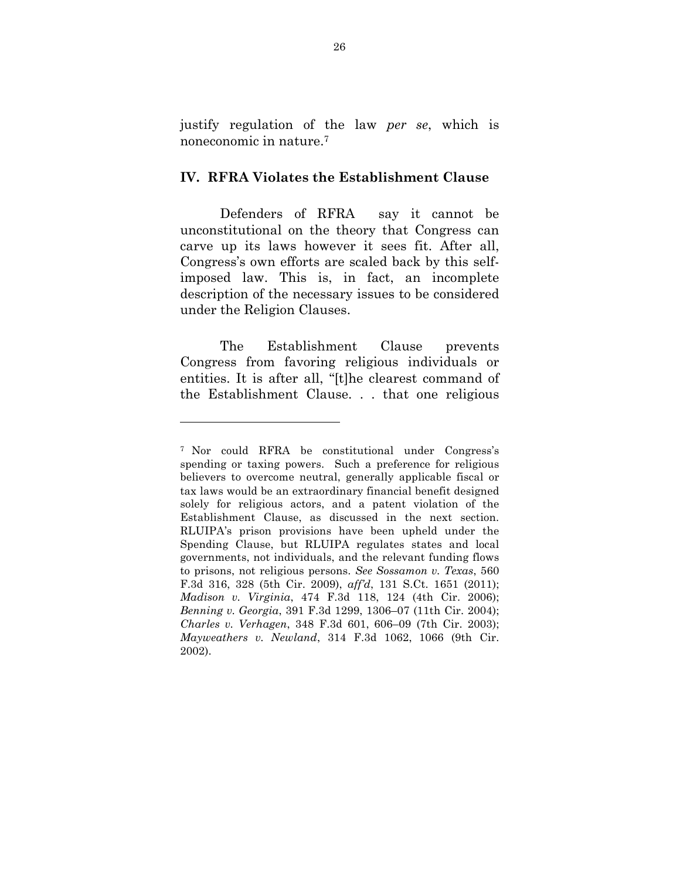justify regulation of the law *per se*, which is noneconomic in nature.[7]

### IV. RFRA Violates the Establishment Clause

Defenders of RFRA say it cannot be unconstitutional on the theory that Congress can carve up its laws however it sees fit. After all, Congress's own efforts are scaled back by this self-imposed law. This is, in fact, an incomplete description of the necessary issues to be considered under the Religion Clauses.

The Establishment Clause prevents Congress from favoring religious individuals or entities. It is after all, "[t]he clearest command of the Establishment Clause. . . that one religious

---

[7] Nor could RFRA be constitutional under Congress's spending or taxing powers. Such a preference for religious believers to overcome neutral, generally applicable fiscal or tax laws would be an extraordinary financial benefit designed solely for religious actors, and a patent violation of the Establishment Clause, as discussed in the next section. RLUIPA's prison provisions have been upheld under the Spending Clause, but RLUIPA regulates states and local governments, not individuals, and the relevant funding flows to prisons, not religious persons. *See Sossamon v. Texas*, 560 F.3d 316, 328 (5th Cir. 2009), *aff'd*, 131 S.Ct. 1651 (2011); *Madison v. Virginia*, 474 F.3d 118, 124 (4th Cir. 2006); *Benning v. Georgia*, 391 F.3d 1299, 1306–07 (11th Cir. 2004); *Charles v. Verhagen*, 348 F.3d 601, 606–09 (7th Cir. 2003); *Mayweathers v. Newland*, 314 F.3d 1062, 1066 (9th Cir. 2002).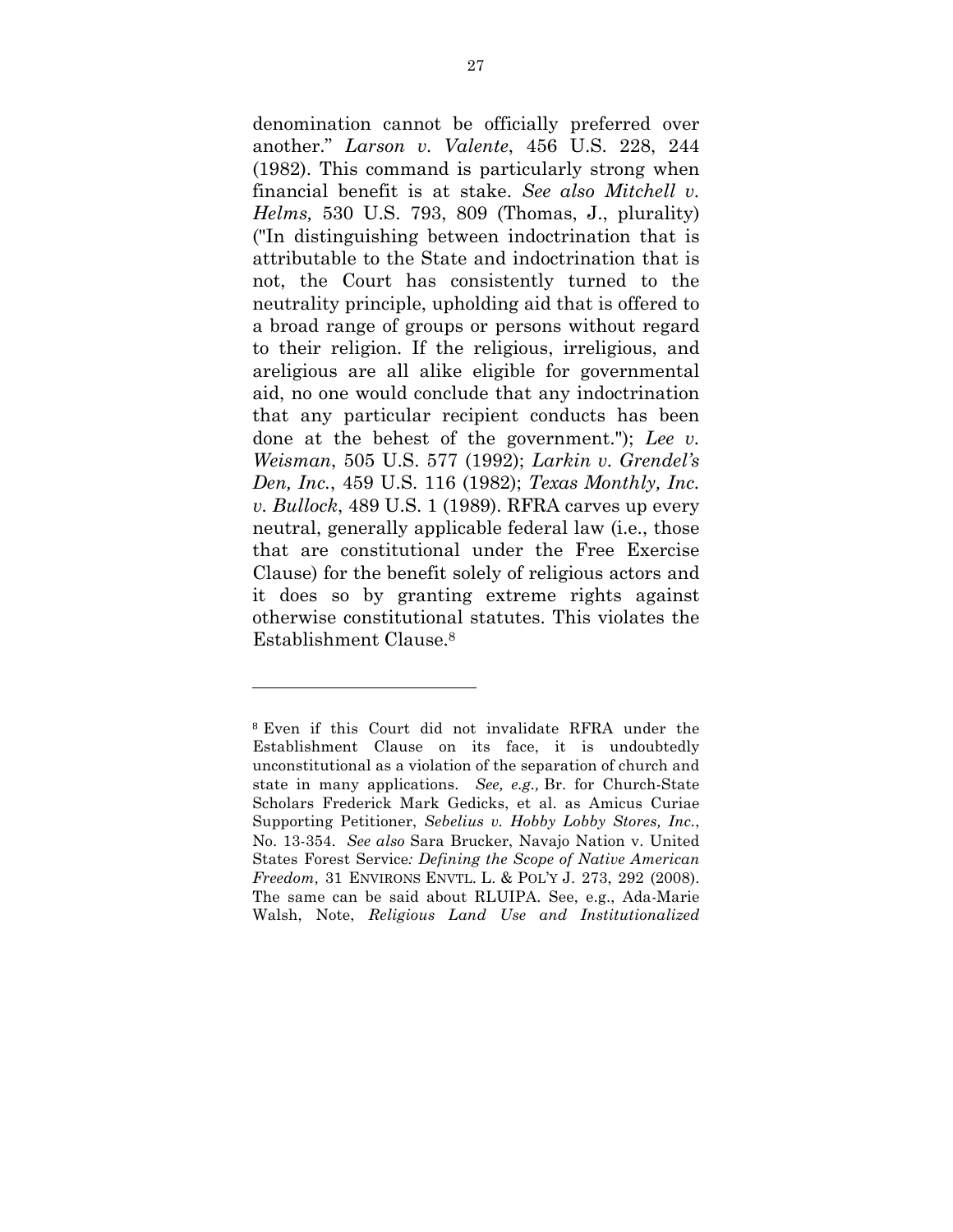denomination cannot be officially preferred over another." *Larson v. Valente*, 456 U.S. 228, 244 (1982). This command is particularly strong when financial benefit is at stake. *See also Mitchell v. Helms,* 530 U.S. 793, 809 (Thomas, J., plurality) ("In distinguishing between indoctrination that is attributable to the State and indoctrination that is not, the Court has consistently turned to the neutrality principle, upholding aid that is offered to a broad range of groups or persons without regard to their religion. If the religious, irreligious, and areligious are all alike eligible for governmental aid, no one would conclude that any indoctrination that any particular recipient conducts has been done at the behest of the government."); *Lee v. Weisman*, 505 U.S. 577 (1992); *Larkin v. Grendel's Den, Inc.*, 459 U.S. 116 (1982); *Texas Monthly, Inc. v. Bullock*, 489 U.S. 1 (1989). RFRA carves up every neutral, generally applicable federal law (i.e., those that are constitutional under the Free Exercise Clause) for the benefit solely of religious actors and it does so by granting extreme rights against otherwise constitutional statutes. This violates the Establishment Clause.[8]

---

[8] Even if this Court did not invalidate RFRA under the Establishment Clause on its face, it is undoubtedly unconstitutional as a violation of the separation of church and state in many applications. *See, e.g.,* Br. for Church-State Scholars Frederick Mark Gedicks, et al. as Amicus Curiae Supporting Petitioner, *Sebelius v. Hobby Lobby Stores, Inc.*, No. 13-354. *See also* Sara Brucker, Navajo Nation v. United States Forest Service*: Defining the Scope of Native American Freedom,* 31 ENVIRONS ENVTL. L. & POL'Y J. 273, 292 (2008). The same can be said about RLUIPA. See, e.g., Ada-Marie Walsh, Note, *Religious Land Use and Institutionalized*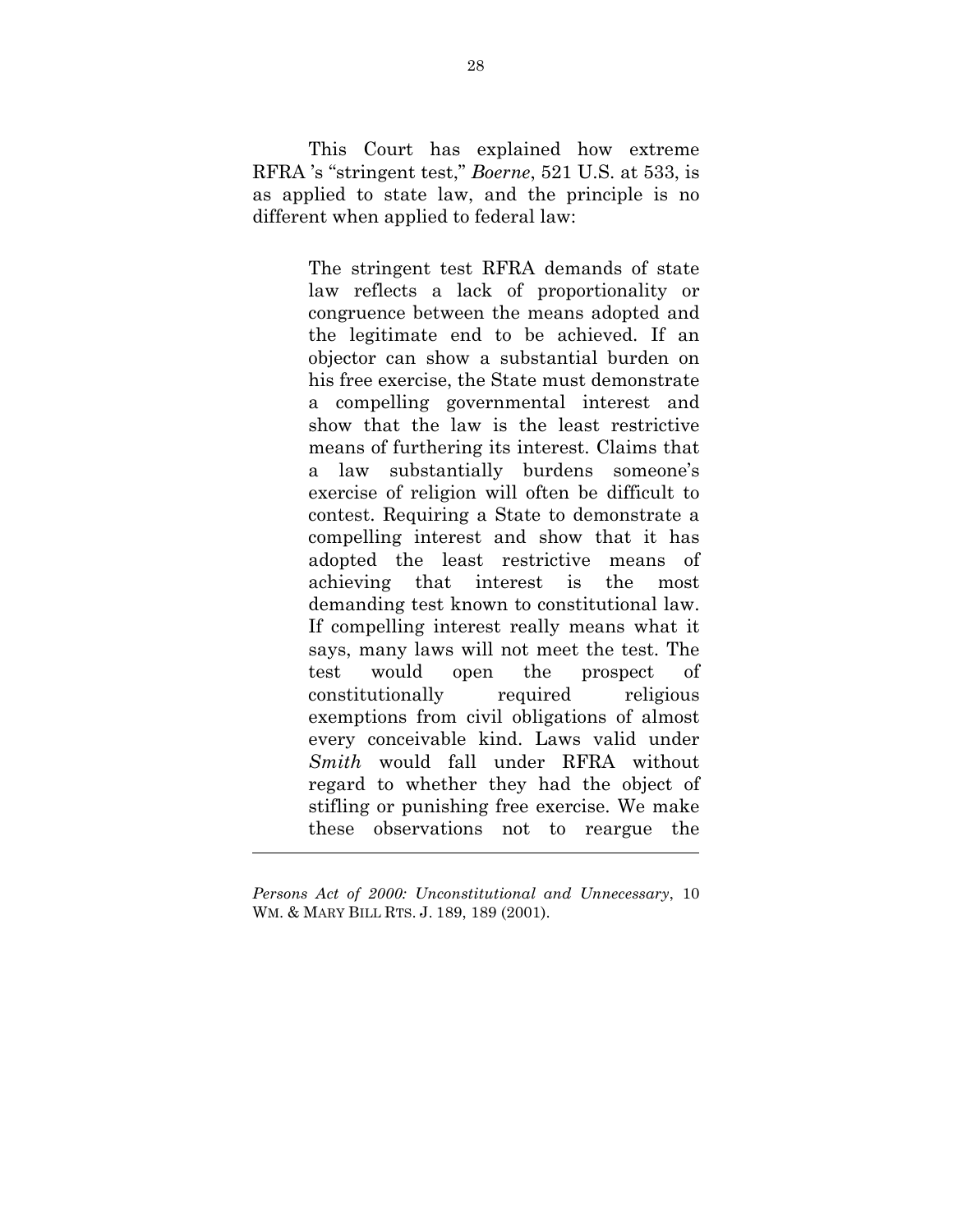This Court has explained how extreme RFRA 's "stringent test," *Boerne*, 521 U.S. at 533, is as applied to state law, and the principle is no different when applied to federal law:

> The stringent test RFRA demands of state law reflects a lack of proportionality or congruence between the means adopted and the legitimate end to be achieved. If an objector can show a substantial burden on his free exercise, the State must demonstrate a compelling governmental interest and show that the law is the least restrictive means of furthering its interest. Claims that a law substantially burdens someone's exercise of religion will often be difficult to contest. Requiring a State to demonstrate a compelling interest and show that it has adopted the least restrictive means of achieving that interest is the most demanding test known to constitutional law. If compelling interest really means what it says, many laws will not meet the test. The test would open the prospect of constitutionally required religious exemptions from civil obligations of almost every conceivable kind. Laws valid under *Smith* would fall under RFRA without regard to whether they had the object of stifling or punishing free exercise. We make these observations not to reargue the

---

*Persons Act of 2000: Unconstitutional and Unnecessary*, 10 WM. & MARY BILL RTS. J. 189, 189 (2001).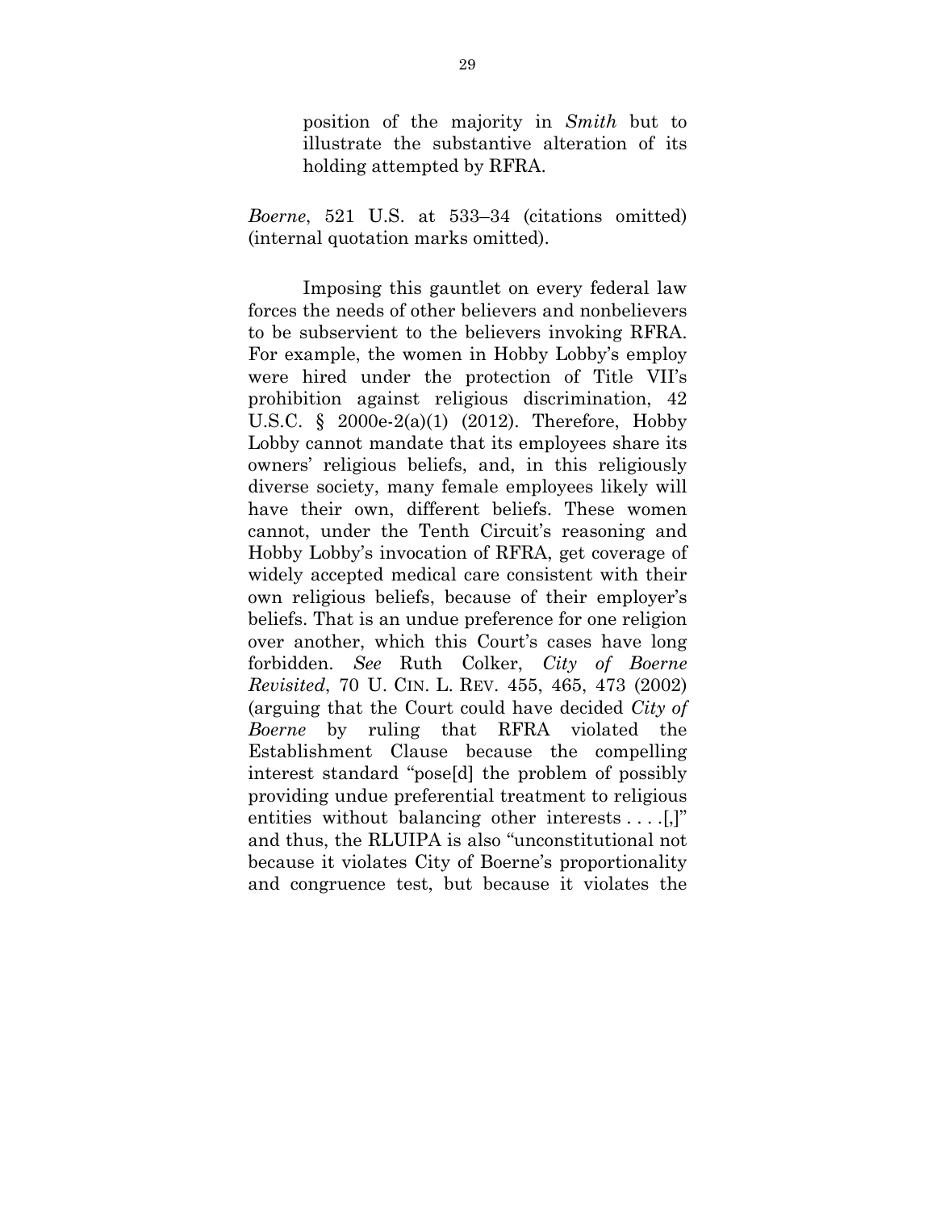> position of the majority in *Smith* but to illustrate the substantive alteration of its holding attempted by RFRA.

*Boerne*, 521 U.S. at 533–34 (citations omitted) (internal quotation marks omitted).

Imposing this gauntlet on every federal law forces the needs of other believers and nonbelievers to be subservient to the believers invoking RFRA. For example, the women in Hobby Lobby's employ were hired under the protection of Title VII's prohibition against religious discrimination, 42 U.S.C. § 2000e-2(a)(1) (2012). Therefore, Hobby Lobby cannot mandate that its employees share its owners' religious beliefs, and, in this religiously diverse society, many female employees likely will have their own, different beliefs. These women cannot, under the Tenth Circuit's reasoning and Hobby Lobby's invocation of RFRA, get coverage of widely accepted medical care consistent with their own religious beliefs, because of their employer's beliefs. That is an undue preference for one religion over another, which this Court's cases have long forbidden. *See* Ruth Colker, *City of Boerne Revisited*, 70 U. CIN. L. REV. 455, 465, 473 (2002) (arguing that the Court could have decided *City of Boerne* by ruling that RFRA violated the Establishment Clause because the compelling interest standard "pose[d] the problem of possibly providing undue preferential treatment to religious entities without balancing other interests . . . .[,]" and thus, the RLUIPA is also "unconstitutional not because it violates City of Boerne's proportionality and congruence test, but because it violates the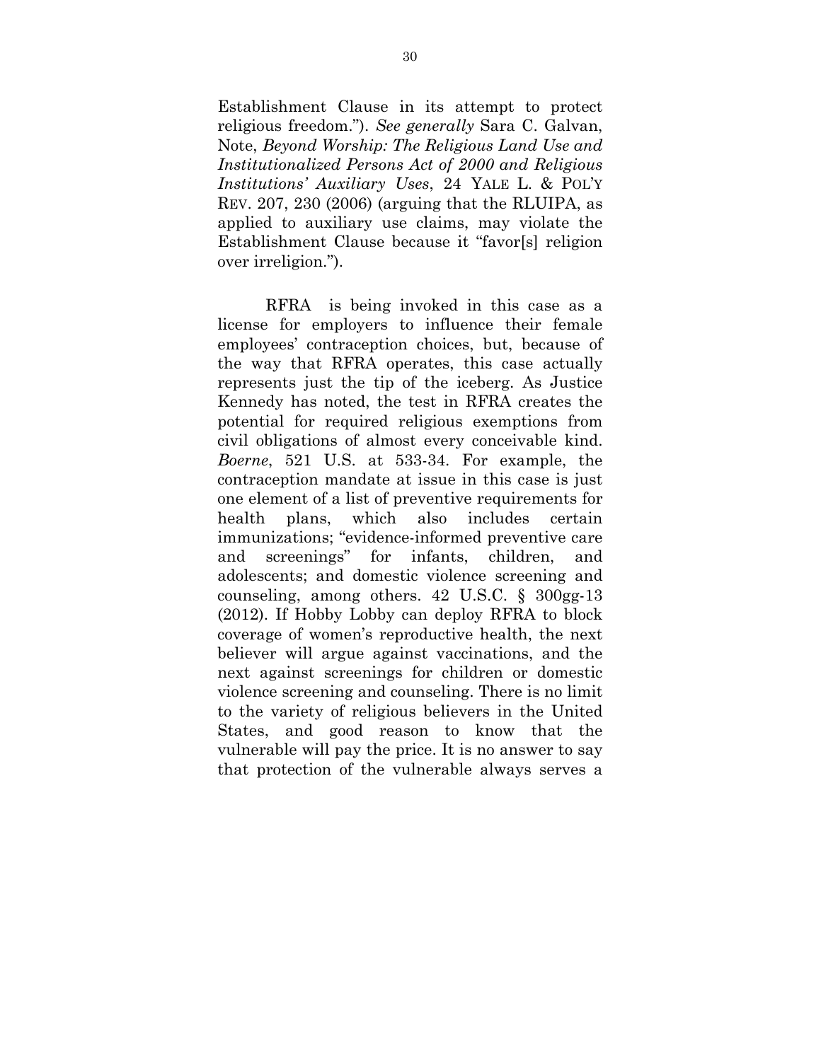Establishment Clause in its attempt to protect religious freedom."). *See generally* Sara C. Galvan, Note, *Beyond Worship: The Religious Land Use and Institutionalized Persons Act of 2000 and Religious Institutions' Auxiliary Uses*, 24 YALE L. & POL'Y REV. 207, 230 (2006) (arguing that the RLUIPA, as applied to auxiliary use claims, may violate the Establishment Clause because it "favor[s] religion over irreligion.").

RFRA is being invoked in this case as a license for employers to influence their female employees' contraception choices, but, because of the way that RFRA operates, this case actually represents just the tip of the iceberg. As Justice Kennedy has noted, the test in RFRA creates the potential for required religious exemptions from civil obligations of almost every conceivable kind. *Boerne*, 521 U.S. at 533-34. For example, the contraception mandate at issue in this case is just one element of a list of preventive requirements for health plans, which also includes certain immunizations; "evidence-informed preventive care and screenings" for infants, children, and adolescents; and domestic violence screening and counseling, among others. 42 U.S.C. § 300gg-13 (2012). If Hobby Lobby can deploy RFRA to block coverage of women's reproductive health, the next believer will argue against vaccinations, and the next against screenings for children or domestic violence screening and counseling. There is no limit to the variety of religious believers in the United States, and good reason to know that the vulnerable will pay the price. It is no answer to say that protection of the vulnerable always serves a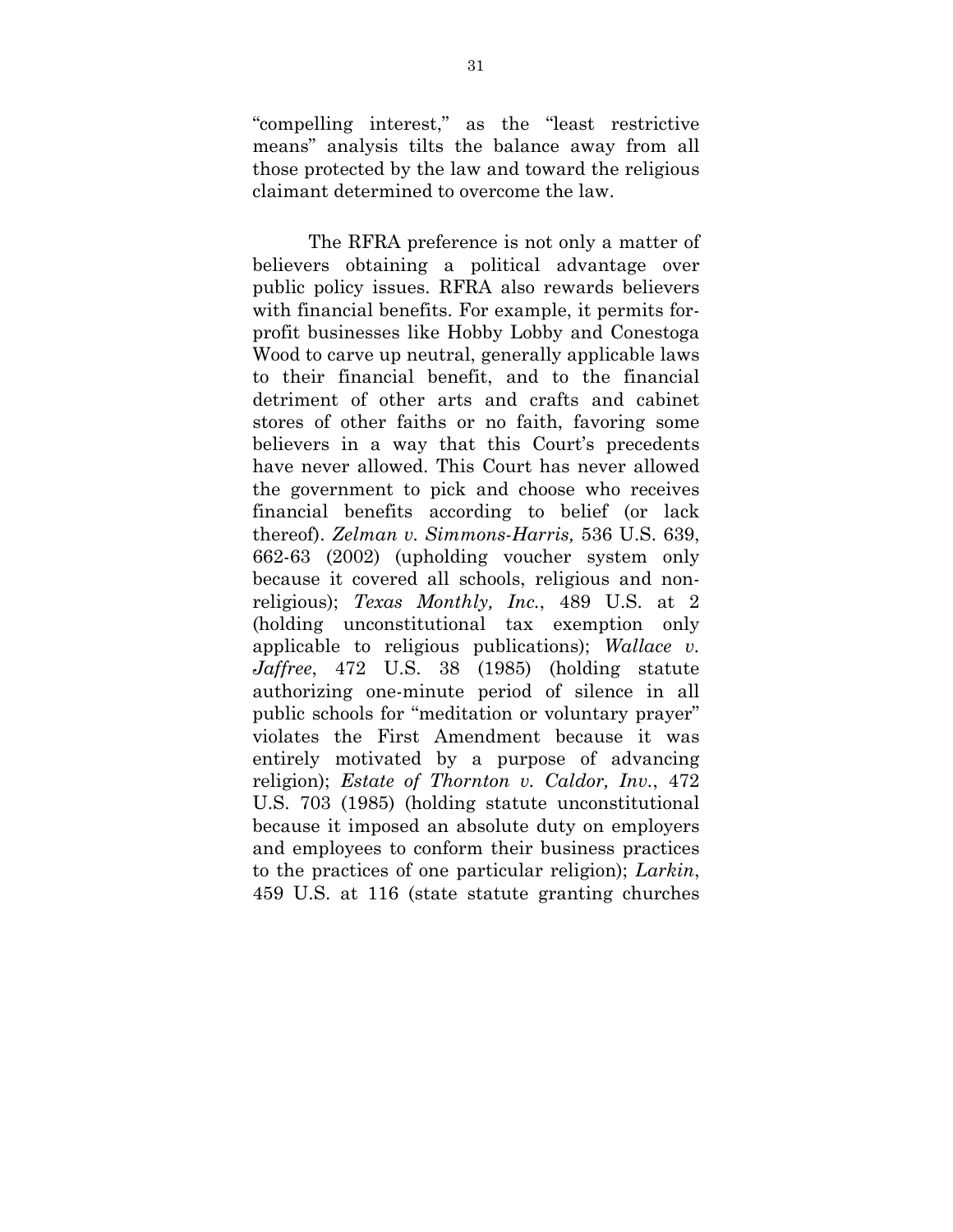"compelling interest," as the "least restrictive means" analysis tilts the balance away from all those protected by the law and toward the religious claimant determined to overcome the law.

The RFRA preference is not only a matter of believers obtaining a political advantage over public policy issues. RFRA also rewards believers with financial benefits. For example, it permits for-profit businesses like Hobby Lobby and Conestoga Wood to carve up neutral, generally applicable laws to their financial benefit, and to the financial detriment of other arts and crafts and cabinet stores of other faiths or no faith, favoring some believers in a way that this Court's precedents have never allowed. This Court has never allowed the government to pick and choose who receives financial benefits according to belief (or lack thereof). *Zelman v. Simmons-Harris,* 536 U.S. 639, 662-63 (2002) (upholding voucher system only because it covered all schools, religious and non-religious); *Texas Monthly, Inc.*, 489 U.S. at 2 (holding unconstitutional tax exemption only applicable to religious publications); *Wallace v. Jaffree*, 472 U.S. 38 (1985) (holding statute authorizing one-minute period of silence in all public schools for "meditation or voluntary prayer" violates the First Amendment because it was entirely motivated by a purpose of advancing religion); *Estate of Thornton v. Caldor, Inv.*, 472 U.S. 703 (1985) (holding statute unconstitutional because it imposed an absolute duty on employers and employees to conform their business practices to the practices of one particular religion); *Larkin*, 459 U.S. at 116 (state statute granting churches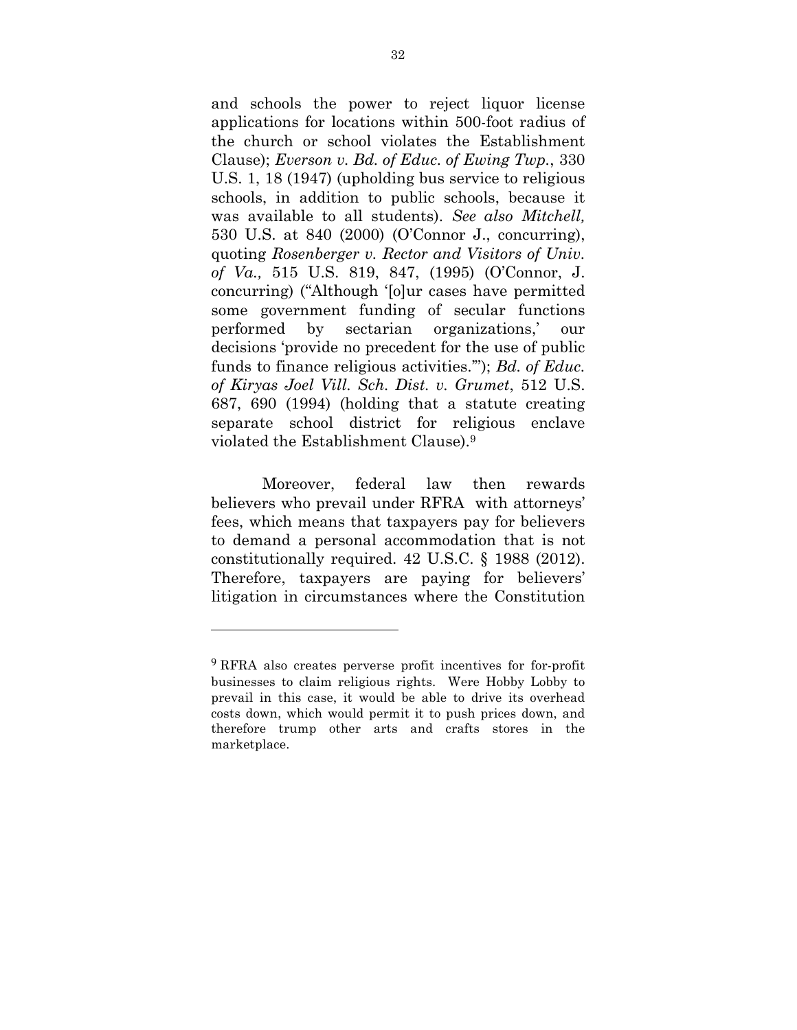and schools the power to reject liquor license applications for locations within 500-foot radius of the church or school violates the Establishment Clause); *Everson v. Bd. of Educ. of Ewing Twp.*, 330 U.S. 1, 18 (1947) (upholding bus service to religious schools, in addition to public schools, because it was available to all students). *See also Mitchell,* 530 U.S. at 840 (2000) (O'Connor J., concurring), quoting *Rosenberger v. Rector and Visitors of Univ. of Va.,* 515 U.S. 819, 847, (1995) (O'Connor, J. concurring) ("Although '[o]ur cases have permitted some government funding of secular functions performed by sectarian organizations,' our decisions 'provide no precedent for the use of public funds to finance religious activities.'"); *Bd. of Educ. of Kiryas Joel Vill. Sch. Dist. v. Grumet*, 512 U.S. 687, 690 (1994) (holding that a statute creating separate school district for religious enclave violated the Establishment Clause).[9]

Moreover, federal law then rewards believers who prevail under RFRA with attorneys' fees, which means that taxpayers pay for believers to demand a personal accommodation that is not constitutionally required. 42 U.S.C. § 1988 (2012). Therefore, taxpayers are paying for believers' litigation in circumstances where the Constitution

---

[9] RFRA also creates perverse profit incentives for for-profit businesses to claim religious rights. Were Hobby Lobby to prevail in this case, it would be able to drive its overhead costs down, which would permit it to push prices down, and therefore trump other arts and crafts stores in the marketplace.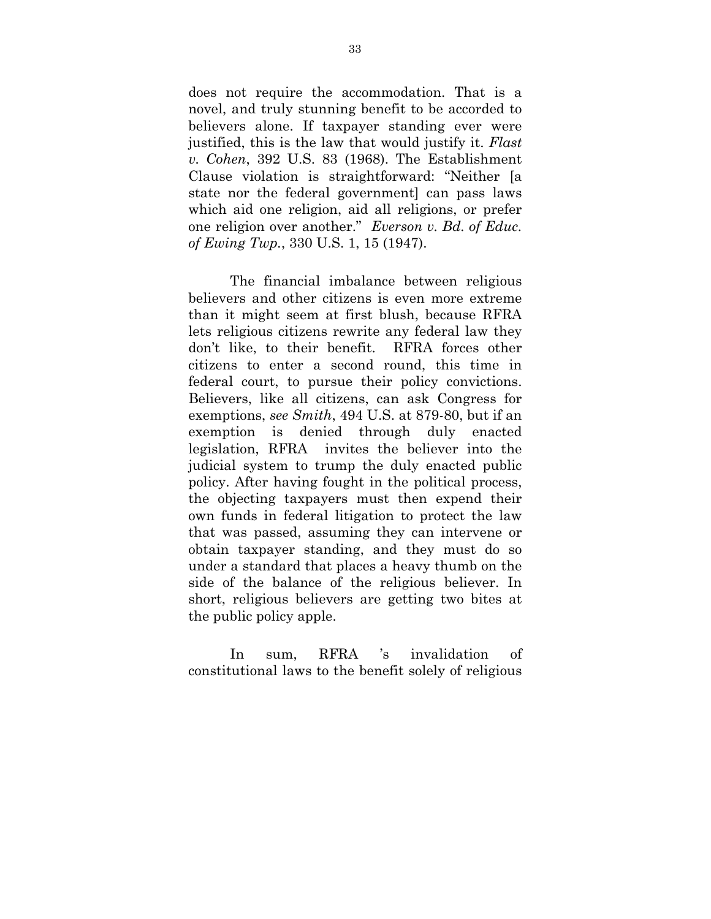does not require the accommodation. That is a novel, and truly stunning benefit to be accorded to believers alone. If taxpayer standing ever were justified, this is the law that would justify it. *Flast v. Cohen*, 392 U.S. 83 (1968). The Establishment Clause violation is straightforward: "Neither [a state nor the federal government] can pass laws which aid one religion, aid all religions, or prefer one religion over another." *Everson v. Bd. of Educ. of Ewing Twp.*, 330 U.S. 1, 15 (1947).

The financial imbalance between religious believers and other citizens is even more extreme than it might seem at first blush, because RFRA lets religious citizens rewrite any federal law they don't like, to their benefit. RFRA forces other citizens to enter a second round, this time in federal court, to pursue their policy convictions. Believers, like all citizens, can ask Congress for exemptions, *see Smith*, 494 U.S. at 879-80, but if an exemption is denied through duly enacted legislation, RFRA invites the believer into the judicial system to trump the duly enacted public policy. After having fought in the political process, the objecting taxpayers must then expend their own funds in federal litigation to protect the law that was passed, assuming they can intervene or obtain taxpayer standing, and they must do so under a standard that places a heavy thumb on the side of the balance of the religious believer. In short, religious believers are getting two bites at the public policy apple.

In sum, RFRA 's invalidation of constitutional laws to the benefit solely of religious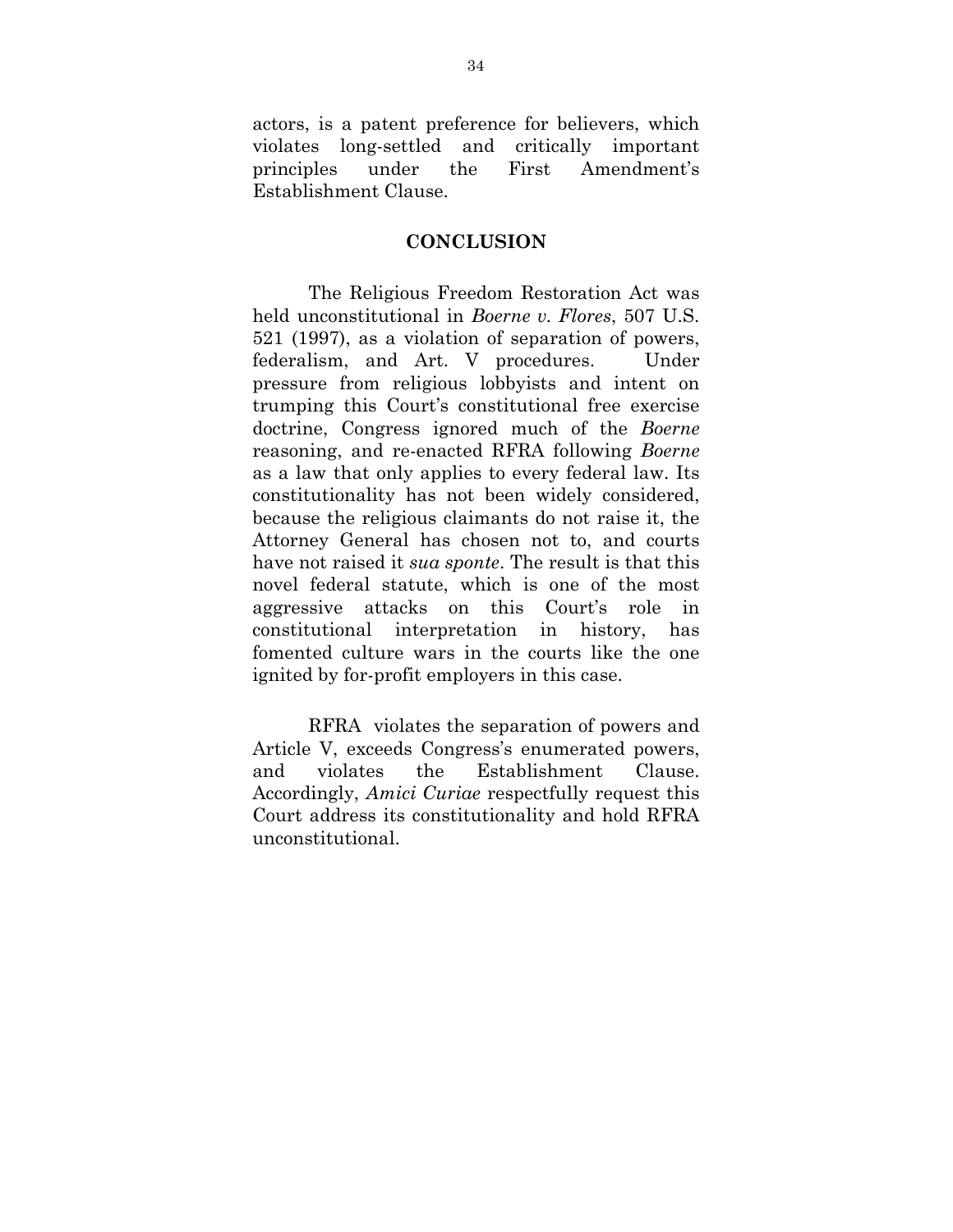actors, is a patent preference for believers, which violates long-settled and critically important principles under the First Amendment's Establishment Clause.

## CONCLUSION

The Religious Freedom Restoration Act was held unconstitutional in *Boerne v. Flores*, 507 U.S. 521 (1997), as a violation of separation of powers, federalism, and Art. V procedures. Under pressure from religious lobbyists and intent on trumping this Court's constitutional free exercise doctrine, Congress ignored much of the *Boerne* reasoning, and re-enacted RFRA following *Boerne* as a law that only applies to every federal law. Its constitutionality has not been widely considered, because the religious claimants do not raise it, the Attorney General has chosen not to, and courts have not raised it *sua sponte*. The result is that this novel federal statute, which is one of the most aggressive attacks on this Court's role in constitutional interpretation in history, has fomented culture wars in the courts like the one ignited by for-profit employers in this case.

RFRA violates the separation of powers and Article V, exceeds Congress's enumerated powers, and violates the Establishment Clause. Accordingly, *Amici Curiae* respectfully request this Court address its constitutionality and hold RFRA unconstitutional.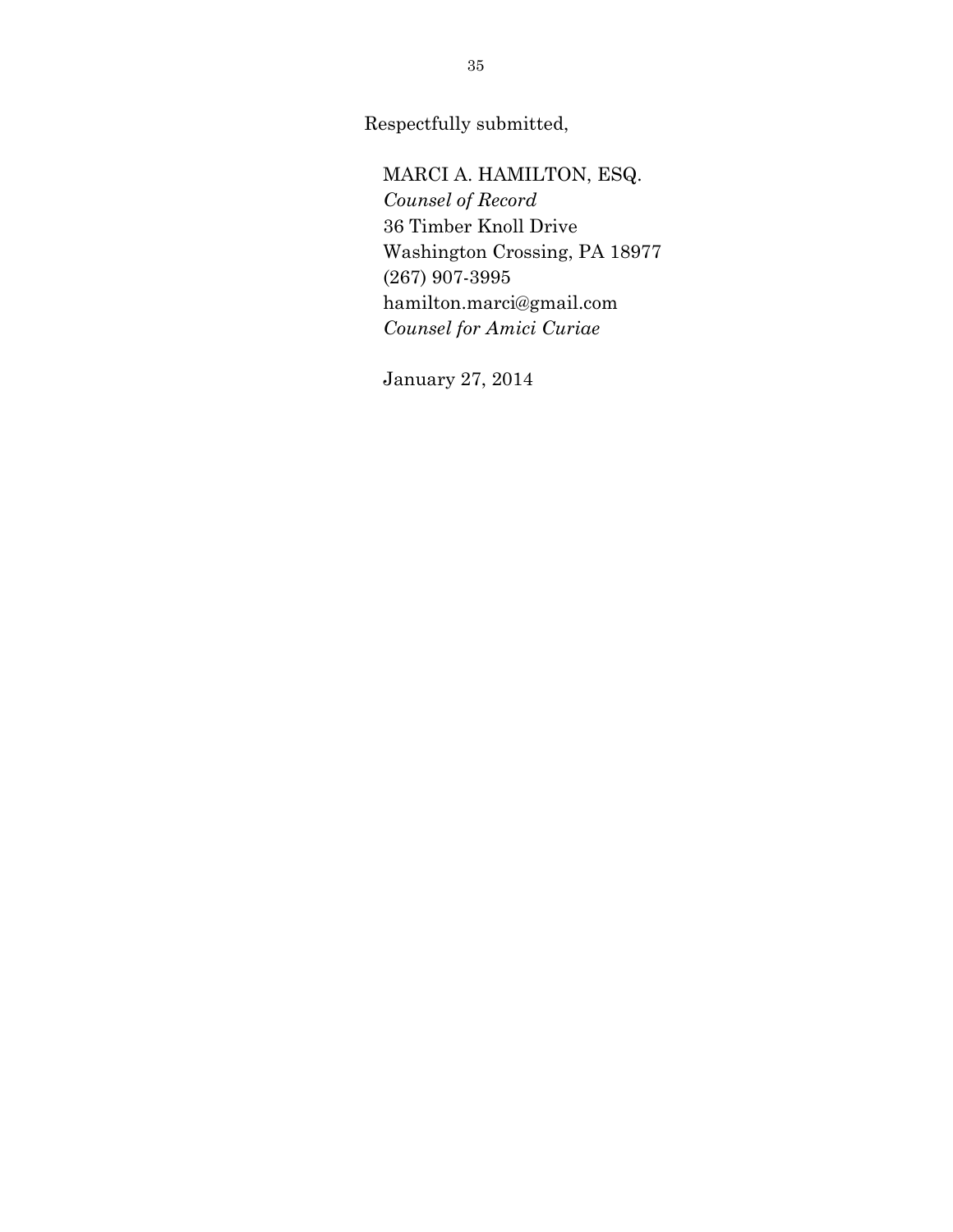Respectfully submitted,

MARCI A. HAMILTON, ESQ.
*Counsel of Record*
36 Timber Knoll Drive
Washington Crossing, PA 18977
(267) 907-3995
hamilton.marci@gmail.com
*Counsel for Amici Curiae*

January 27, 2014